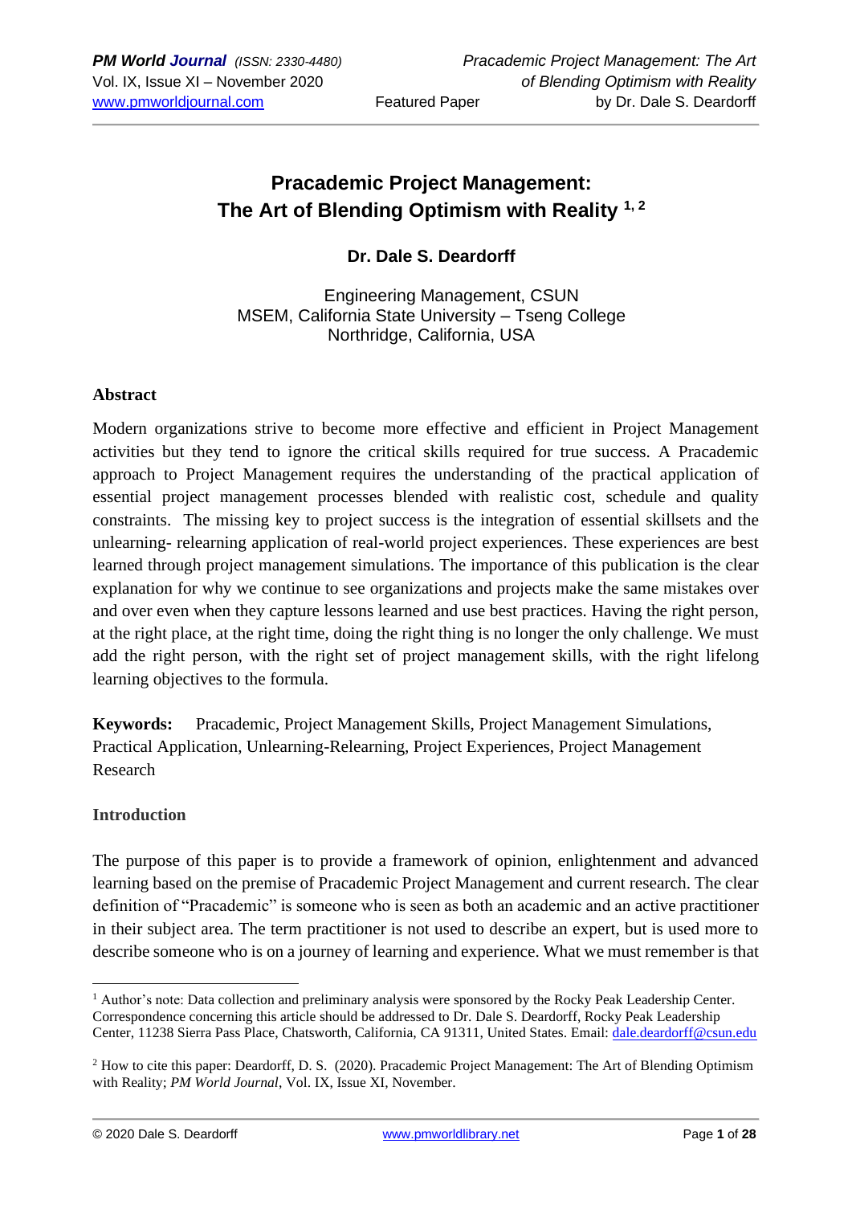# Pracademic Project Management: The Art of Blending Optimism with Reality [1, 2]

**Dr. Dale S. Deardorff**

Engineering Management, CSUN
MSEM, California State University – Tseng College
Northridge, California, USA

## Abstract

Modern organizations strive to become more effective and efficient in Project Management activities but they tend to ignore the critical skills required for true success. A Pracademic approach to Project Management requires the understanding of the practical application of essential project management processes blended with realistic cost, schedule and quality constraints. The missing key to project success is the integration of essential skillsets and the unlearning- relearning application of real-world project experiences. These experiences are best learned through project management simulations. The importance of this publication is the clear explanation for why we continue to see organizations and projects make the same mistakes over and over even when they capture lessons learned and use best practices. Having the right person, at the right place, at the right time, doing the right thing is no longer the only challenge. We must add the right person, with the right set of project management skills, with the right lifelong learning objectives to the formula.

**Keywords:** Pracademic, Project Management Skills, Project Management Simulations, Practical Application, Unlearning-Relearning, Project Experiences, Project Management Research

## Introduction

The purpose of this paper is to provide a framework of opinion, enlightenment and advanced learning based on the premise of Pracademic Project Management and current research. The clear definition of "Pracademic" is someone who is seen as both an academic and an active practitioner in their subject area. The term practitioner is not used to describe an expert, but is used more to describe someone who is on a journey of learning and experience. What we must remember is that

---

[1] Author's note: Data collection and preliminary analysis were sponsored by the Rocky Peak Leadership Center. Correspondence concerning this article should be addressed to Dr. Dale S. Deardorff, Rocky Peak Leadership Center, 11238 Sierra Pass Place, Chatsworth, California, CA 91311, United States. Email: dale.deardorff@csun.edu

[2] How to cite this paper: Deardorff, D. S. (2020). Pracademic Project Management: The Art of Blending Optimism with Reality; *PM World Journal*, Vol. IX, Issue XI, November.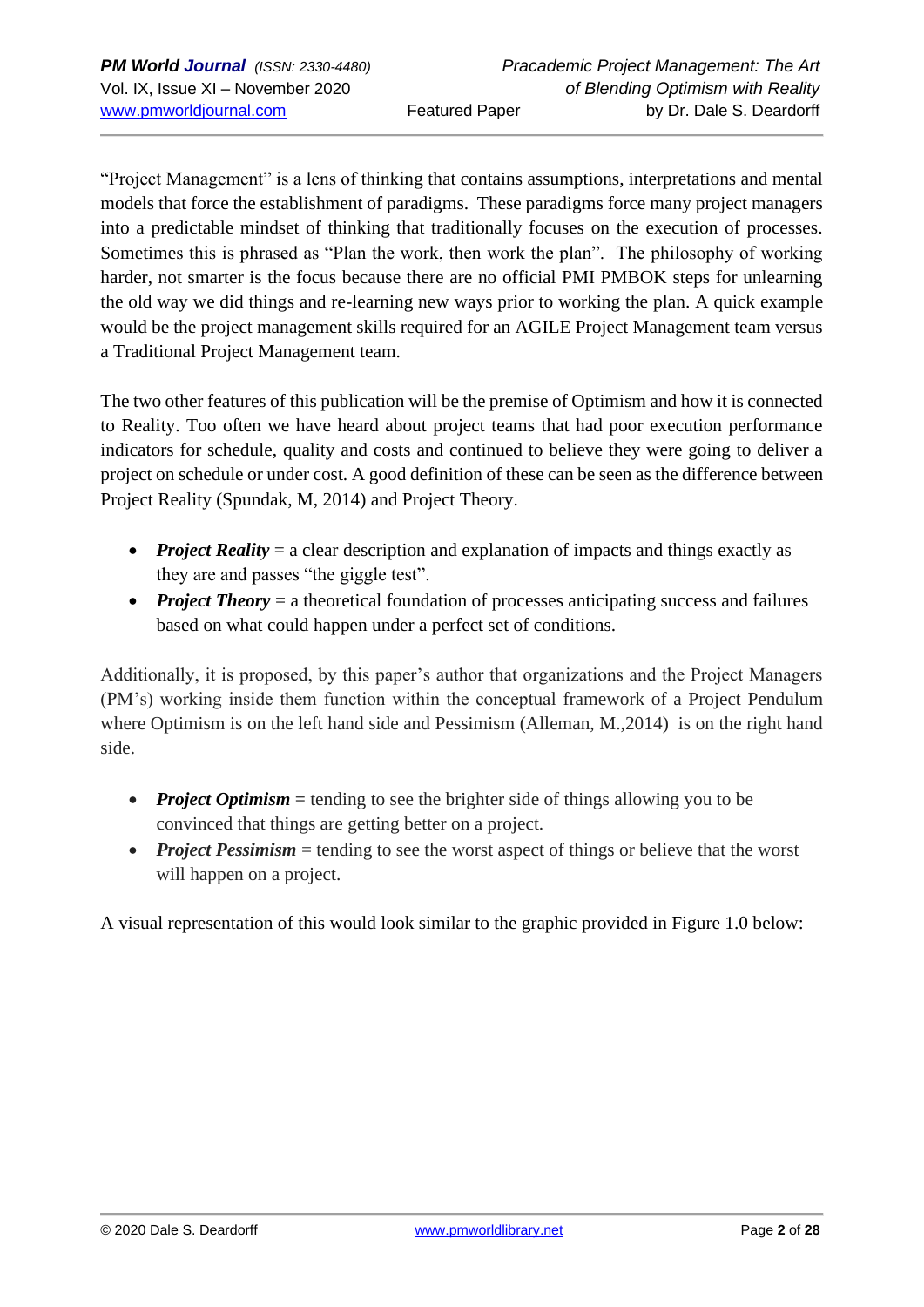"Project Management" is a lens of thinking that contains assumptions, interpretations and mental models that force the establishment of paradigms. These paradigms force many project managers into a predictable mindset of thinking that traditionally focuses on the execution of processes. Sometimes this is phrased as "Plan the work, then work the plan". The philosophy of working harder, not smarter is the focus because there are no official PMI PMBOK steps for unlearning the old way we did things and re-learning new ways prior to working the plan. A quick example would be the project management skills required for an AGILE Project Management team versus a Traditional Project Management team.

The two other features of this publication will be the premise of Optimism and how it is connected to Reality. Too often we have heard about project teams that had poor execution performance indicators for schedule, quality and costs and continued to believe they were going to deliver a project on schedule or under cost. A good definition of these can be seen as the difference between Project Reality (Spundak, M, 2014) and Project Theory.

- ***Project Reality*** = a clear description and explanation of impacts and things exactly as they are and passes "the giggle test".
- ***Project Theory*** = a theoretical foundation of processes anticipating success and failures based on what could happen under a perfect set of conditions.

Additionally, it is proposed, by this paper's author that organizations and the Project Managers (PM's) working inside them function within the conceptual framework of a Project Pendulum where Optimism is on the left hand side and Pessimism (Alleman, M.,2014) is on the right hand side.

- ***Project Optimism*** = tending to see the brighter side of things allowing you to be convinced that things are getting better on a project.
- ***Project Pessimism*** = tending to see the worst aspect of things or believe that the worst will happen on a project.

A visual representation of this would look similar to the graphic provided in Figure 1.0 below: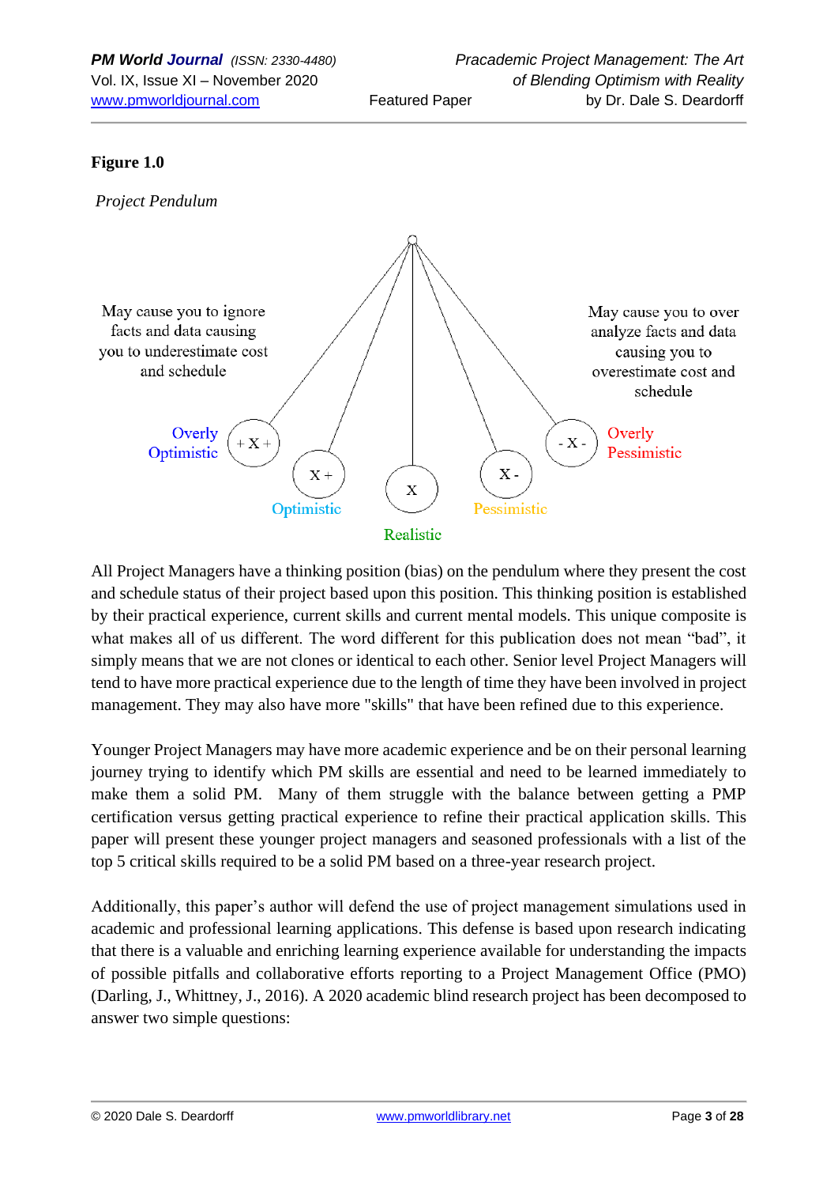**Figure 1.0**

*Project Pendulum*

May cause you to ignore facts and data causing you to underestimate cost and schedule

May cause you to over analyze facts and data causing you to overestimate cost and schedule

+ X + Overly Optimistic

X + Optimistic

X Realistic

X - Pessimistic

- X - Overly Pessimistic

All Project Managers have a thinking position (bias) on the pendulum where they present the cost and schedule status of their project based upon this position. This thinking position is established by their practical experience, current skills and current mental models. This unique composite is what makes all of us different. The word different for this publication does not mean "bad", it simply means that we are not clones or identical to each other. Senior level Project Managers will tend to have more practical experience due to the length of time they have been involved in project management. They may also have more "skills" that have been refined due to this experience.

Younger Project Managers may have more academic experience and be on their personal learning journey trying to identify which PM skills are essential and need to be learned immediately to make them a solid PM. Many of them struggle with the balance between getting a PMP certification versus getting practical experience to refine their practical application skills. This paper will present these younger project managers and seasoned professionals with a list of the top 5 critical skills required to be a solid PM based on a three-year research project.

Additionally, this paper's author will defend the use of project management simulations used in academic and professional learning applications. This defense is based upon research indicating that there is a valuable and enriching learning experience available for understanding the impacts of possible pitfalls and collaborative efforts reporting to a Project Management Office (PMO) (Darling, J., Whittney, J., 2016). A 2020 academic blind research project has been decomposed to answer two simple questions: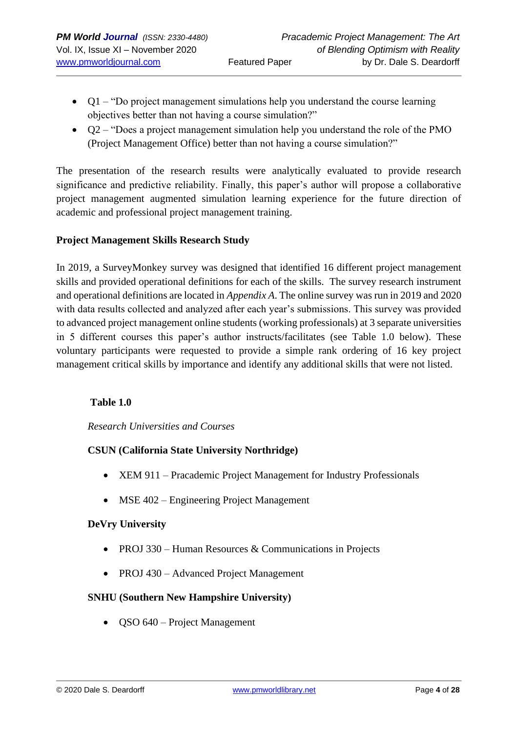- Q1 – "Do project management simulations help you understand the course learning objectives better than not having a course simulation?"
- Q2 – "Does a project management simulation help you understand the role of the PMO (Project Management Office) better than not having a course simulation?"

The presentation of the research results were analytically evaluated to provide research significance and predictive reliability. Finally, this paper's author will propose a collaborative project management augmented simulation learning experience for the future direction of academic and professional project management training.

**Project Management Skills Research Study**

In 2019, a SurveyMonkey survey was designed that identified 16 different project management skills and provided operational definitions for each of the skills. The survey research instrument and operational definitions are located in *Appendix A*. The online survey was run in 2019 and 2020 with data results collected and analyzed after each year's submissions. This survey was provided to advanced project management online students (working professionals) at 3 separate universities in 5 different courses this paper's author instructs/facilitates (see Table 1.0 below). These voluntary participants were requested to provide a simple rank ordering of 16 key project management critical skills by importance and identify any additional skills that were not listed.

**Table 1.0**

*Research Universities and Courses*

**CSUN (California State University Northridge)**

- XEM 911 – Pracademic Project Management for Industry Professionals
- MSE 402 – Engineering Project Management

**DeVry University**

- PROJ 330 – Human Resources & Communications in Projects
- PROJ 430 – Advanced Project Management

**SNHU (Southern New Hampshire University)**

- QSO 640 – Project Management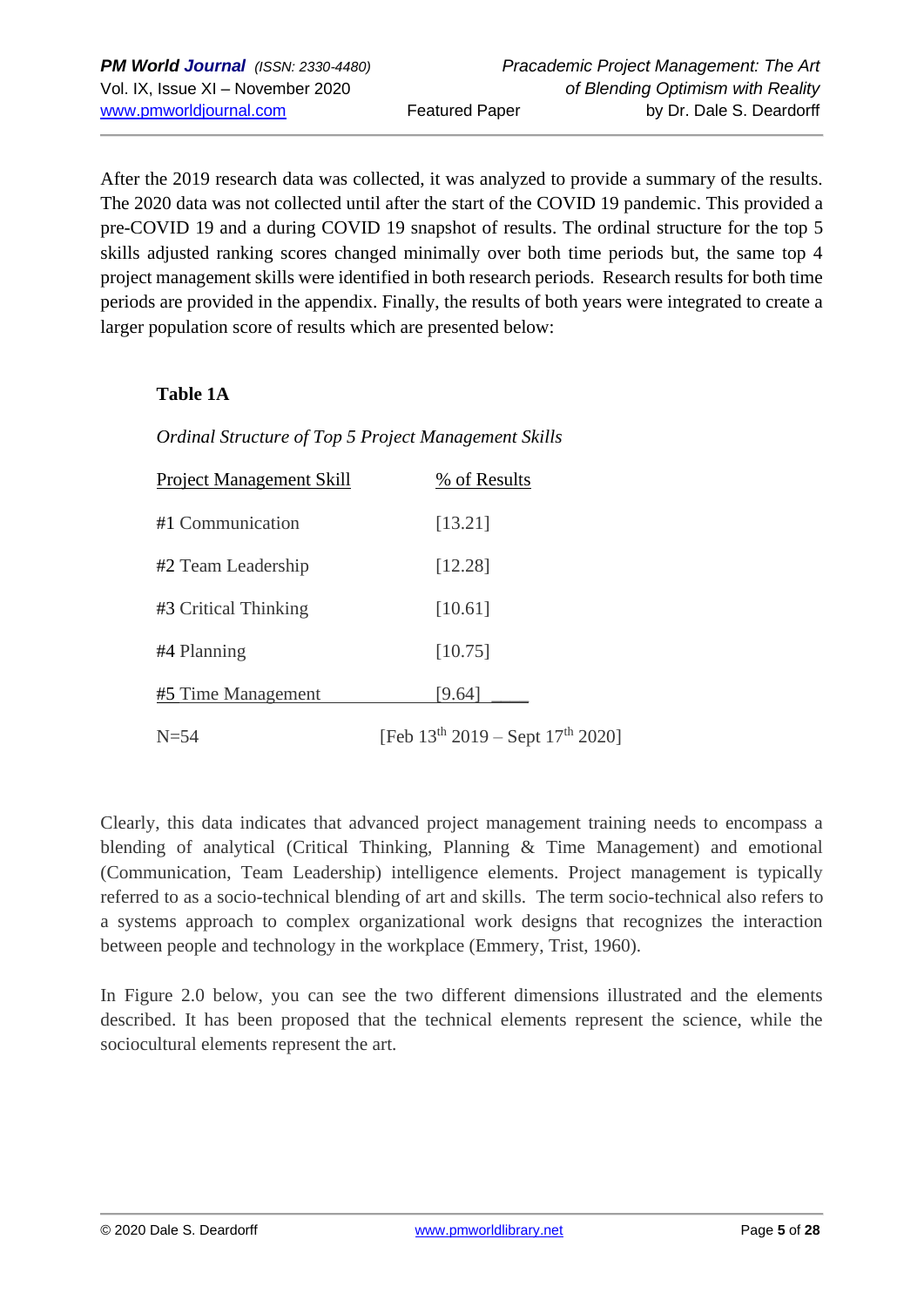After the 2019 research data was collected, it was analyzed to provide a summary of the results. The 2020 data was not collected until after the start of the COVID 19 pandemic. This provided a pre-COVID 19 and a during COVID 19 snapshot of results. The ordinal structure for the top 5 skills adjusted ranking scores changed minimally over both time periods but, the same top 4 project management skills were identified in both research periods. Research results for both time periods are provided in the appendix. Finally, the results of both years were integrated to create a larger population score of results which are presented below:

**Table 1A**

*Ordinal Structure of Top 5 Project Management Skills*

| Project Management Skill | % of Results |
|---|---|
| #1 Communication | [13.21] |
| #2 Team Leadership | [12.28] |
| #3 Critical Thinking | [10.61] |
| #4 Planning | [10.75] |
| #5 Time Management | [9.64] |
| N=54 | [Feb 13th 2019 – Sept 17th 2020] |

Clearly, this data indicates that advanced project management training needs to encompass a blending of analytical (Critical Thinking, Planning & Time Management) and emotional (Communication, Team Leadership) intelligence elements. Project management is typically referred to as a socio-technical blending of art and skills. The term socio-technical also refers to a systems approach to complex organizational work designs that recognizes the interaction between people and technology in the workplace (Emmery, Trist, 1960).

In Figure 2.0 below, you can see the two different dimensions illustrated and the elements described. It has been proposed that the technical elements represent the science, while the sociocultural elements represent the art.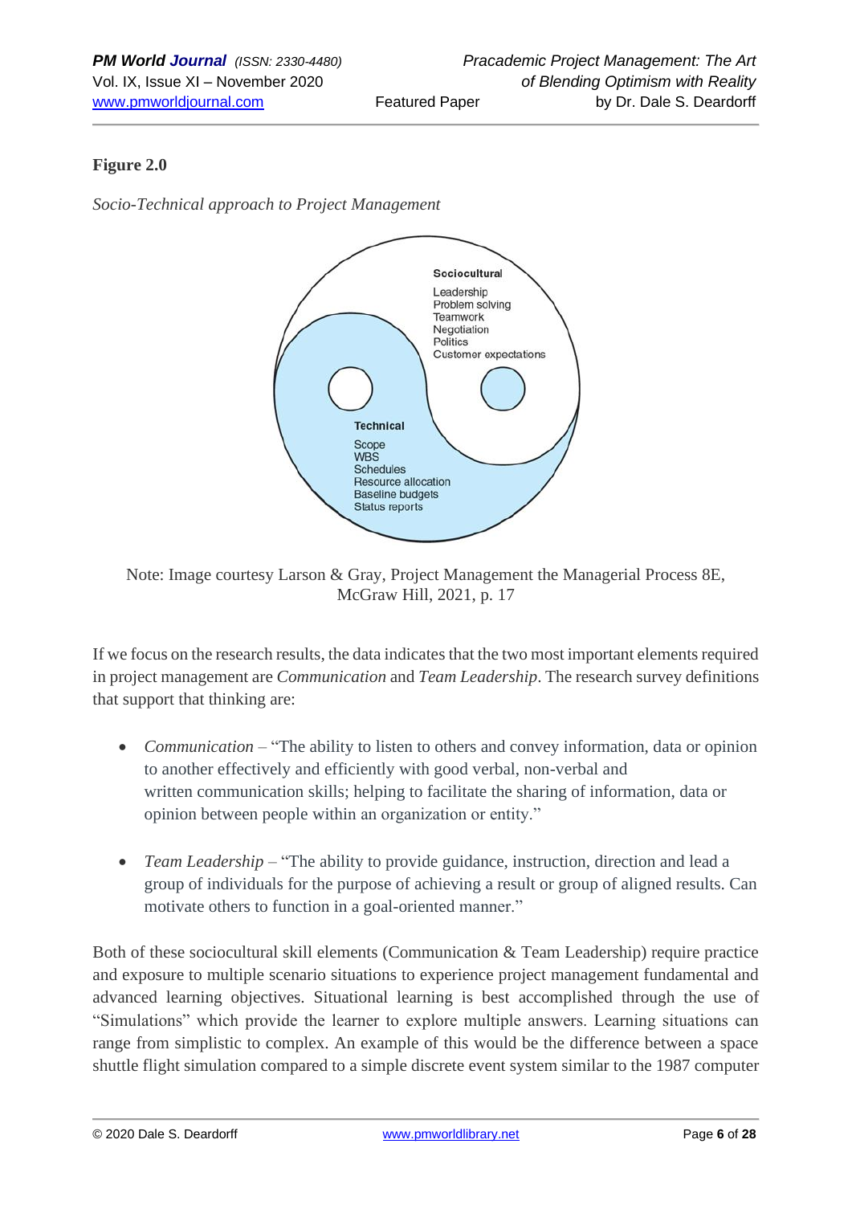**Figure 2.0**

*Socio-Technical approach to Project Management*

**Sociocultural**

Leadership
Problem solving
Teamwork
Negotiation
Politics
Customer expectations

**Technical**

Scope
WBS
Schedules
Resource allocation
Baseline budgets
Status reports

Note: Image courtesy Larson & Gray, Project Management the Managerial Process 8E, McGraw Hill, 2021, p. 17

If we focus on the research results, the data indicates that the two most important elements required in project management are *Communication* and *Team Leadership*. The research survey definitions that support that thinking are:

- *Communication* – "The ability to listen to others and convey information, data or opinion to another effectively and efficiently with good verbal, non-verbal and written communication skills; helping to facilitate the sharing of information, data or opinion between people within an organization or entity."

- *Team Leadership* – "The ability to provide guidance, instruction, direction and lead a group of individuals for the purpose of achieving a result or group of aligned results. Can motivate others to function in a goal-oriented manner."

Both of these sociocultural skill elements (Communication & Team Leadership) require practice and exposure to multiple scenario situations to experience project management fundamental and advanced learning objectives. Situational learning is best accomplished through the use of "Simulations" which provide the learner to explore multiple answers. Learning situations can range from simplistic to complex. An example of this would be the difference between a space shuttle flight simulation compared to a simple discrete event system similar to the 1987 computer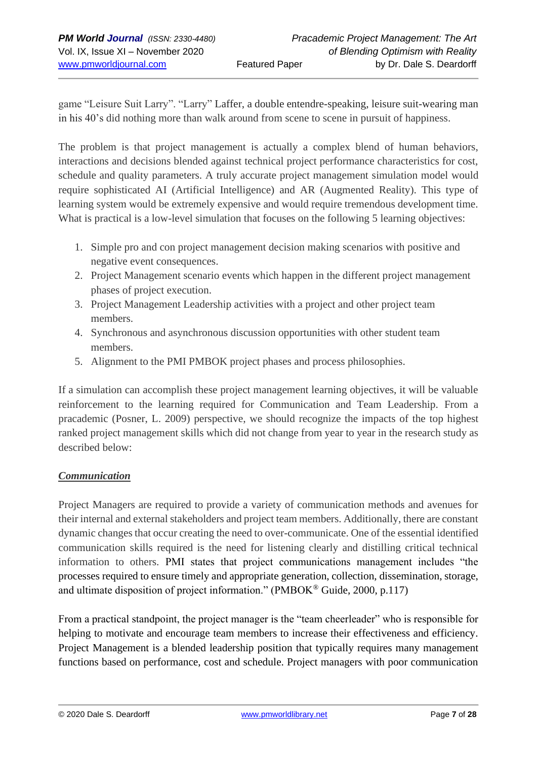game “Leisure Suit Larry”. “Larry” Laffer, a double entendre-speaking, leisure suit-wearing man in his 40’s did nothing more than walk around from scene to scene in pursuit of happiness.

The problem is that project management is actually a complex blend of human behaviors, interactions and decisions blended against technical project performance characteristics for cost, schedule and quality parameters. A truly accurate project management simulation model would require sophisticated AI (Artificial Intelligence) and AR (Augmented Reality). This type of learning system would be extremely expensive and would require tremendous development time. What is practical is a low-level simulation that focuses on the following 5 learning objectives:

1. Simple pro and con project management decision making scenarios with positive and negative event consequences.
2. Project Management scenario events which happen in the different project management phases of project execution.
3. Project Management Leadership activities with a project and other project team members.
4. Synchronous and asynchronous discussion opportunities with other student team members.
5. Alignment to the PMI PMBOK project phases and process philosophies.

If a simulation can accomplish these project management learning objectives, it will be valuable reinforcement to the learning required for Communication and Team Leadership. From a pracademic (Posner, L. 2009) perspective, we should recognize the impacts of the top highest ranked project management skills which did not change from year to year in the research study as described below:

***Communication***

Project Managers are required to provide a variety of communication methods and avenues for their internal and external stakeholders and project team members. Additionally, there are constant dynamic changes that occur creating the need to over-communicate. One of the essential identified communication skills required is the need for listening clearly and distilling critical technical information to others. PMI states that project communications management includes “the processes required to ensure timely and appropriate generation, collection, dissemination, storage, and ultimate disposition of project information.” (PMBOK® Guide, 2000, p.117)

From a practical standpoint, the project manager is the “team cheerleader” who is responsible for helping to motivate and encourage team members to increase their effectiveness and efficiency. Project Management is a blended leadership position that typically requires many management functions based on performance, cost and schedule. Project managers with poor communication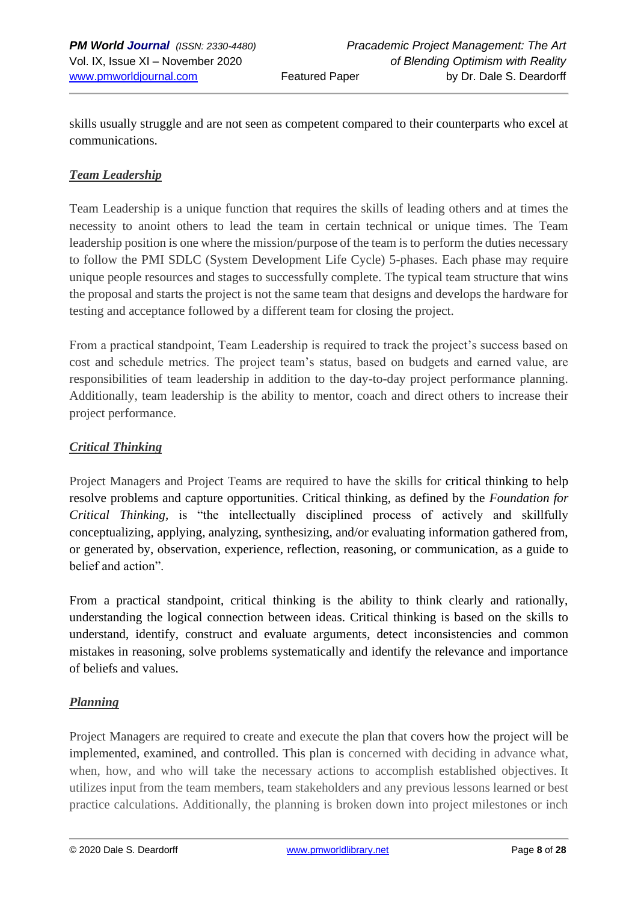skills usually struggle and are not seen as competent compared to their counterparts who excel at communications.

***Team Leadership***

Team Leadership is a unique function that requires the skills of leading others and at times the necessity to anoint others to lead the team in certain technical or unique times. The Team leadership position is one where the mission/purpose of the team is to perform the duties necessary to follow the PMI SDLC (System Development Life Cycle) 5-phases. Each phase may require unique people resources and stages to successfully complete. The typical team structure that wins the proposal and starts the project is not the same team that designs and develops the hardware for testing and acceptance followed by a different team for closing the project.

From a practical standpoint, Team Leadership is required to track the project's success based on cost and schedule metrics. The project team's status, based on budgets and earned value, are responsibilities of team leadership in addition to the day-to-day project performance planning. Additionally, team leadership is the ability to mentor, coach and direct others to increase their project performance.

***Critical Thinking***

Project Managers and Project Teams are required to have the skills for critical thinking to help resolve problems and capture opportunities. Critical thinking, as defined by the *Foundation for Critical Thinking*, is "the intellectually disciplined process of actively and skillfully conceptualizing, applying, analyzing, synthesizing, and/or evaluating information gathered from, or generated by, observation, experience, reflection, reasoning, or communication, as a guide to belief and action".

From a practical standpoint, critical thinking is the ability to think clearly and rationally, understanding the logical connection between ideas. Critical thinking is based on the skills to understand, identify, construct and evaluate arguments, detect inconsistencies and common mistakes in reasoning, solve problems systematically and identify the relevance and importance of beliefs and values.

***Planning***

Project Managers are required to create and execute the plan that covers how the project will be implemented, examined, and controlled. This plan is concerned with deciding in advance what, when, how, and who will take the necessary actions to accomplish established objectives. It utilizes input from the team members, team stakeholders and any previous lessons learned or best practice calculations. Additionally, the planning is broken down into project milestones or inch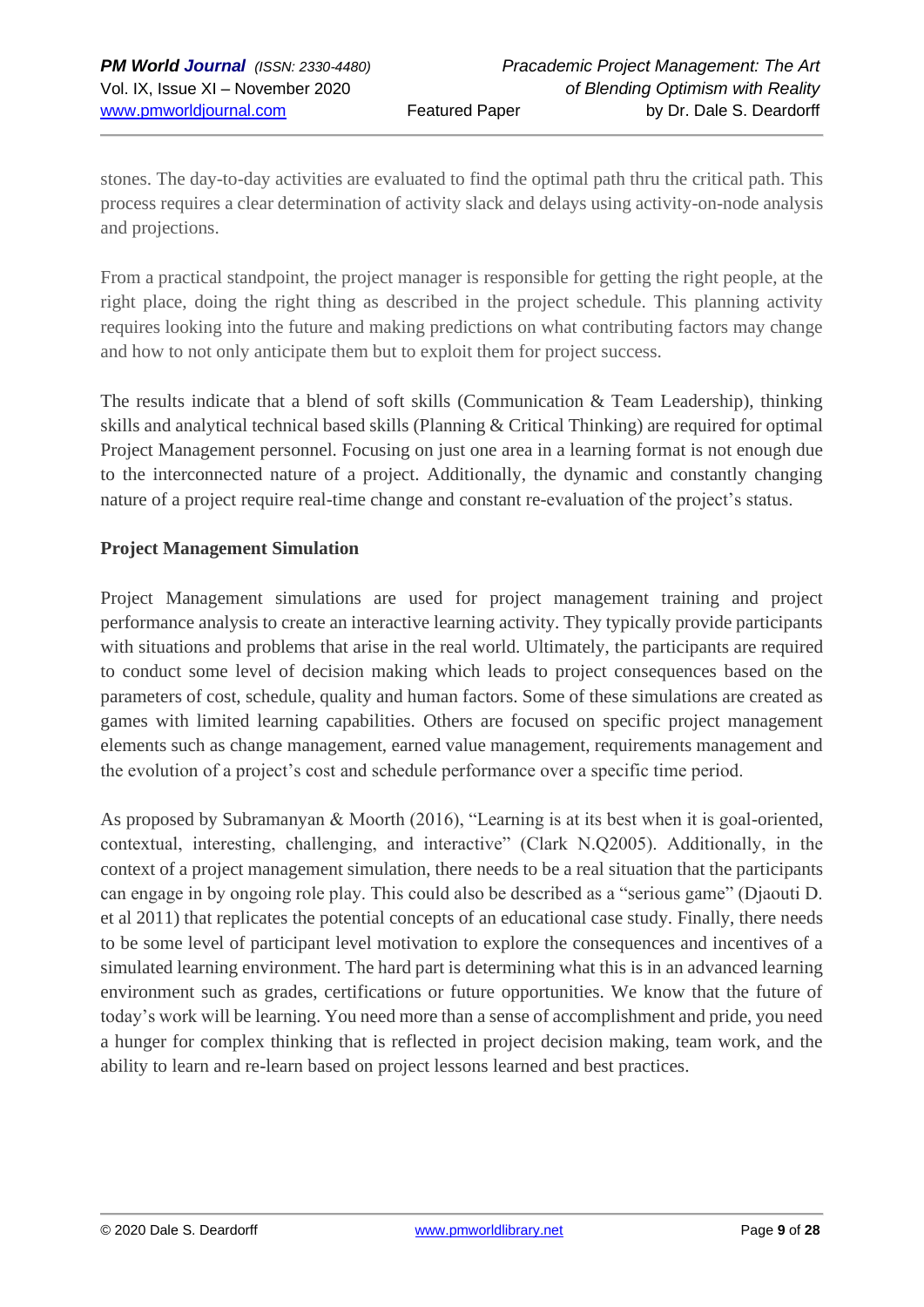stones. The day-to-day activities are evaluated to find the optimal path thru the critical path. This process requires a clear determination of activity slack and delays using activity-on-node analysis and projections.

From a practical standpoint, the project manager is responsible for getting the right people, at the right place, doing the right thing as described in the project schedule. This planning activity requires looking into the future and making predictions on what contributing factors may change and how to not only anticipate them but to exploit them for project success.

The results indicate that a blend of soft skills (Communication & Team Leadership), thinking skills and analytical technical based skills (Planning & Critical Thinking) are required for optimal Project Management personnel. Focusing on just one area in a learning format is not enough due to the interconnected nature of a project. Additionally, the dynamic and constantly changing nature of a project require real-time change and constant re-evaluation of the project's status.

**Project Management Simulation**

Project Management simulations are used for project management training and project performance analysis to create an interactive learning activity. They typically provide participants with situations and problems that arise in the real world. Ultimately, the participants are required to conduct some level of decision making which leads to project consequences based on the parameters of cost, schedule, quality and human factors. Some of these simulations are created as games with limited learning capabilities. Others are focused on specific project management elements such as change management, earned value management, requirements management and the evolution of a project's cost and schedule performance over a specific time period.

As proposed by Subramanyan & Moorth (2016), "Learning is at its best when it is goal-oriented, contextual, interesting, challenging, and interactive" (Clark N.Q2005). Additionally, in the context of a project management simulation, there needs to be a real situation that the participants can engage in by ongoing role play. This could also be described as a "serious game" (Djaouti D. et al 2011) that replicates the potential concepts of an educational case study. Finally, there needs to be some level of participant level motivation to explore the consequences and incentives of a simulated learning environment. The hard part is determining what this is in an advanced learning environment such as grades, certifications or future opportunities. We know that the future of today's work will be learning. You need more than a sense of accomplishment and pride, you need a hunger for complex thinking that is reflected in project decision making, team work, and the ability to learn and re-learn based on project lessons learned and best practices.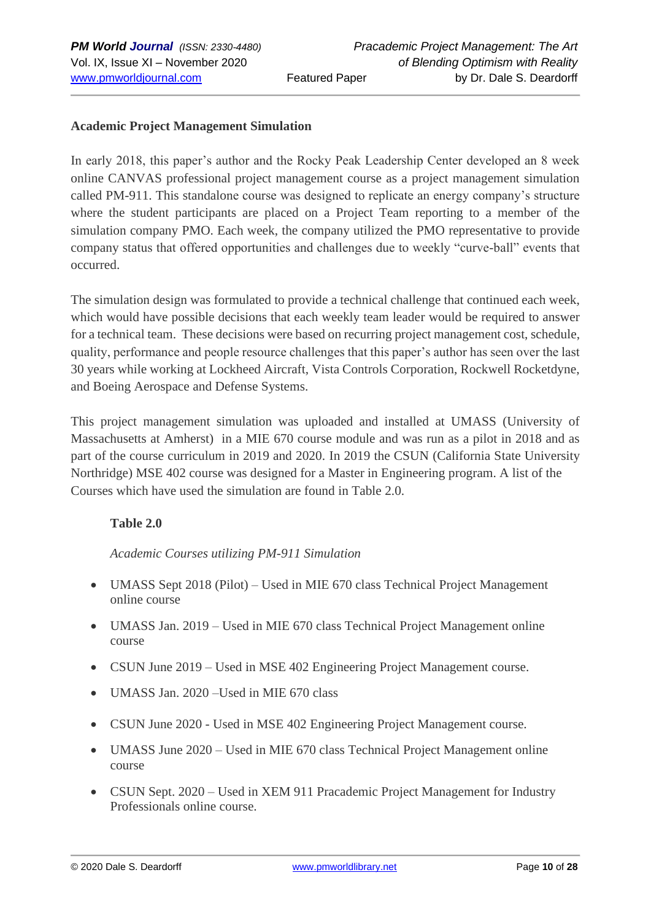**Academic Project Management Simulation**

In early 2018, this paper's author and the Rocky Peak Leadership Center developed an 8 week online CANVAS professional project management course as a project management simulation called PM-911. This standalone course was designed to replicate an energy company's structure where the student participants are placed on a Project Team reporting to a member of the simulation company PMO. Each week, the company utilized the PMO representative to provide company status that offered opportunities and challenges due to weekly "curve-ball" events that occurred.

The simulation design was formulated to provide a technical challenge that continued each week, which would have possible decisions that each weekly team leader would be required to answer for a technical team. These decisions were based on recurring project management cost, schedule, quality, performance and people resource challenges that this paper's author has seen over the last 30 years while working at Lockheed Aircraft, Vista Controls Corporation, Rockwell Rocketdyne, and Boeing Aerospace and Defense Systems.

This project management simulation was uploaded and installed at UMASS (University of Massachusetts at Amherst) in a MIE 670 course module and was run as a pilot in 2018 and as part of the course curriculum in 2019 and 2020. In 2019 the CSUN (California State University Northridge) MSE 402 course was designed for a Master in Engineering program. A list of the Courses which have used the simulation are found in Table 2.0.

**Table 2.0**

*Academic Courses utilizing PM-911 Simulation*

- UMASS Sept 2018 (Pilot) – Used in MIE 670 class Technical Project Management online course
- UMASS Jan. 2019 – Used in MIE 670 class Technical Project Management online course
- CSUN June 2019 – Used in MSE 402 Engineering Project Management course.
- UMASS Jan. 2020 –Used in MIE 670 class
- CSUN June 2020 - Used in MSE 402 Engineering Project Management course.
- UMASS June 2020 – Used in MIE 670 class Technical Project Management online course
- CSUN Sept. 2020 – Used in XEM 911 Pracademic Project Management for Industry Professionals online course.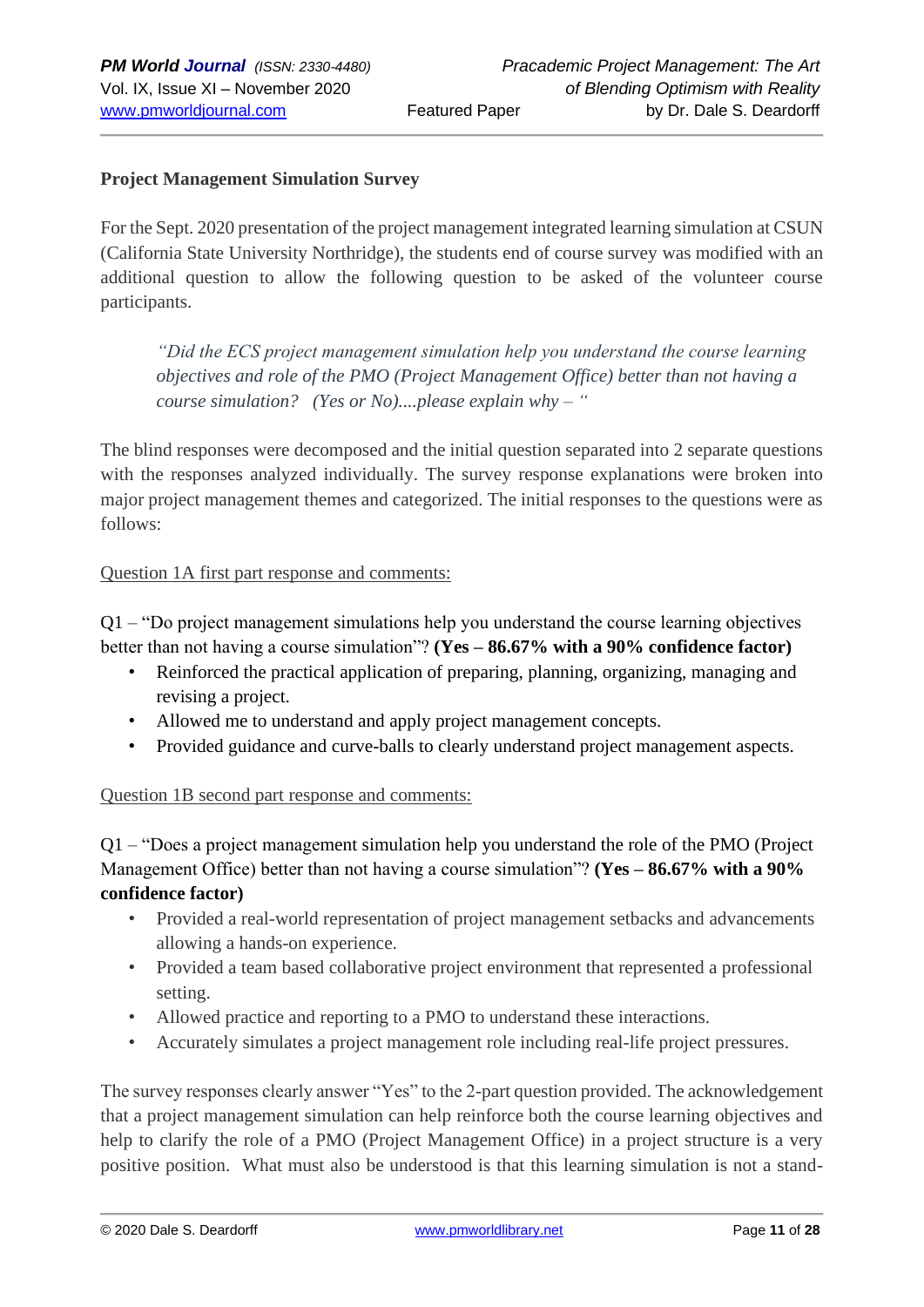**Project Management Simulation Survey**

For the Sept. 2020 presentation of the project management integrated learning simulation at CSUN (California State University Northridge), the students end of course survey was modified with an additional question to allow the following question to be asked of the volunteer course participants.

> *"Did the ECS project management simulation help you understand the course learning objectives and role of the PMO (Project Management Office) better than not having a course simulation? (Yes or No)....please explain why – "*

The blind responses were decomposed and the initial question separated into 2 separate questions with the responses analyzed individually. The survey response explanations were broken into major project management themes and categorized. The initial responses to the questions were as follows:

Question 1A first part response and comments:

Q1 – "Do project management simulations help you understand the course learning objectives better than not having a course simulation"? **(Yes – 86.67% with a 90% confidence factor)**

- Reinforced the practical application of preparing, planning, organizing, managing and revising a project.
- Allowed me to understand and apply project management concepts.
- Provided guidance and curve-balls to clearly understand project management aspects.

Question 1B second part response and comments:

Q1 – "Does a project management simulation help you understand the role of the PMO (Project Management Office) better than not having a course simulation"? **(Yes – 86.67% with a 90% confidence factor)**

- Provided a real-world representation of project management setbacks and advancements allowing a hands-on experience.
- Provided a team based collaborative project environment that represented a professional setting.
- Allowed practice and reporting to a PMO to understand these interactions.
- Accurately simulates a project management role including real-life project pressures.

The survey responses clearly answer "Yes" to the 2-part question provided. The acknowledgement that a project management simulation can help reinforce both the course learning objectives and help to clarify the role of a PMO (Project Management Office) in a project structure is a very positive position. What must also be understood is that this learning simulation is not a stand-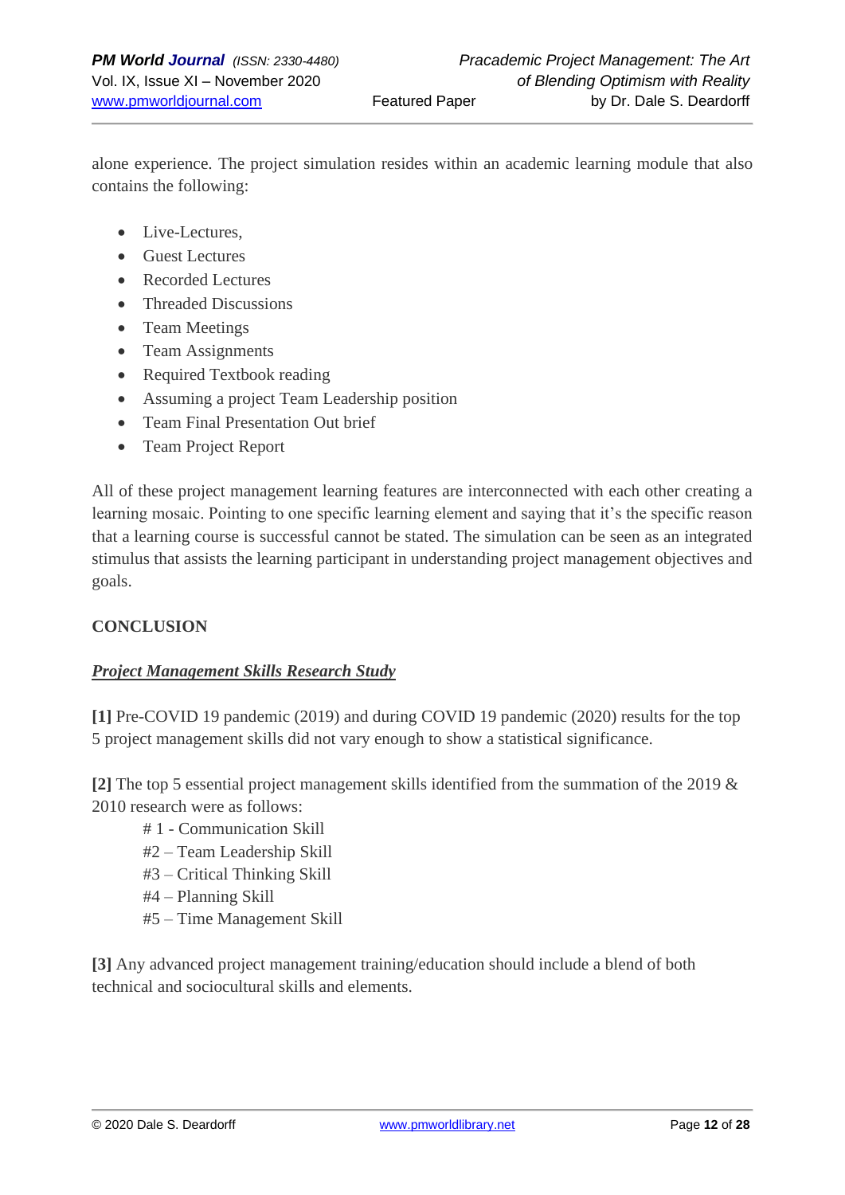alone experience. The project simulation resides within an academic learning module that also contains the following:

- Live-Lectures,
- Guest Lectures
- Recorded Lectures
- Threaded Discussions
- Team Meetings
- Team Assignments
- Required Textbook reading
- Assuming a project Team Leadership position
- Team Final Presentation Out brief
- Team Project Report

All of these project management learning features are interconnected with each other creating a learning mosaic. Pointing to one specific learning element and saying that it's the specific reason that a learning course is successful cannot be stated. The simulation can be seen as an integrated stimulus that assists the learning participant in understanding project management objectives and goals.

## CONCLUSION

***<u>Project Management Skills Research Study</u>***

**[1]** Pre-COVID 19 pandemic (2019) and during COVID 19 pandemic (2020) results for the top 5 project management skills did not vary enough to show a statistical significance.

**[2]** The top 5 essential project management skills identified from the summation of the 2019 & 2010 research were as follows:

# 1 - Communication Skill
#2 – Team Leadership Skill
#3 – Critical Thinking Skill
#4 – Planning Skill
#5 – Time Management Skill

**[3]** Any advanced project management training/education should include a blend of both technical and sociocultural skills and elements.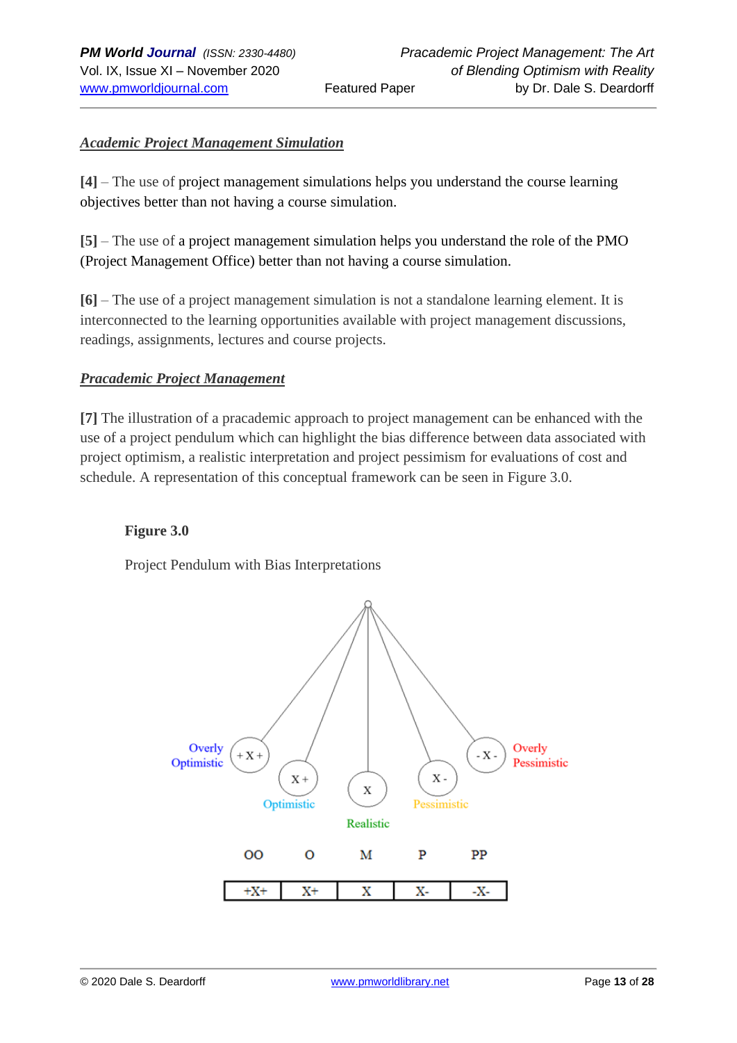***Academic Project Management Simulation***

**[4]** – The use of project management simulations helps you understand the course learning objectives better than not having a course simulation.

**[5]** – The use of a project management simulation helps you understand the role of the PMO (Project Management Office) better than not having a course simulation.

**[6]** – The use of a project management simulation is not a standalone learning element. It is interconnected to the learning opportunities available with project management discussions, readings, assignments, lectures and course projects.

***Pracademic Project Management***

**[7]** The illustration of a pracademic approach to project management can be enhanced with the use of a project pendulum which can highlight the bias difference between data associated with project optimism, a realistic interpretation and project pessimism for evaluations of cost and schedule. A representation of this conceptual framework can be seen in Figure 3.0.

**Figure 3.0**

Project Pendulum with Bias Interpretations

| OO | O | M | P | PP |
|---|---|---|---|---|
| +X+ | X+ | X | X- | -X- |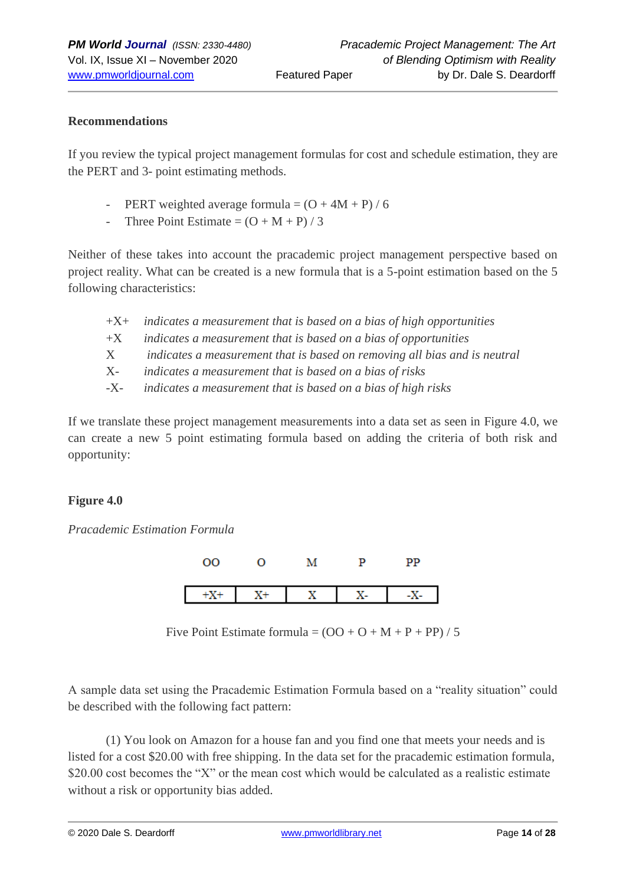**Recommendations**

If you review the typical project management formulas for cost and schedule estimation, they are the PERT and 3- point estimating methods.

- PERT weighted average formula = (O + 4M + P) / 6
- Three Point Estimate = (O + M + P) / 3

Neither of these takes into account the pracademic project management perspective based on project reality. What can be created is a new formula that is a 5-point estimation based on the 5 following characteristics:

+X+ *indicates a measurement that is based on a bias of high opportunities*
+X *indicates a measurement that is based on a bias of opportunities*
X *indicates a measurement that is based on removing all bias and is neutral*
X- *indicates a measurement that is based on a bias of risks*
-X- *indicates a measurement that is based on a bias of high risks*

If we translate these project management measurements into a data set as seen in Figure 4.0, we can create a new 5 point estimating formula based on adding the criteria of both risk and opportunity:

**Figure 4.0**

*Pracademic Estimation Formula*

| OO | O | M | P | PP |
|---|---|---|---|---|
| +X+ | X+ | X | X- | -X- |

Five Point Estimate formula = (OO + O + M + P + PP) / 5

A sample data set using the Pracademic Estimation Formula based on a "reality situation" could be described with the following fact pattern:

(1) You look on Amazon for a house fan and you find one that meets your needs and is listed for a cost $20.00 with free shipping. In the data set for the pracademic estimation formula, $20.00 cost becomes the "X" or the mean cost which would be calculated as a realistic estimate without a risk or opportunity bias added.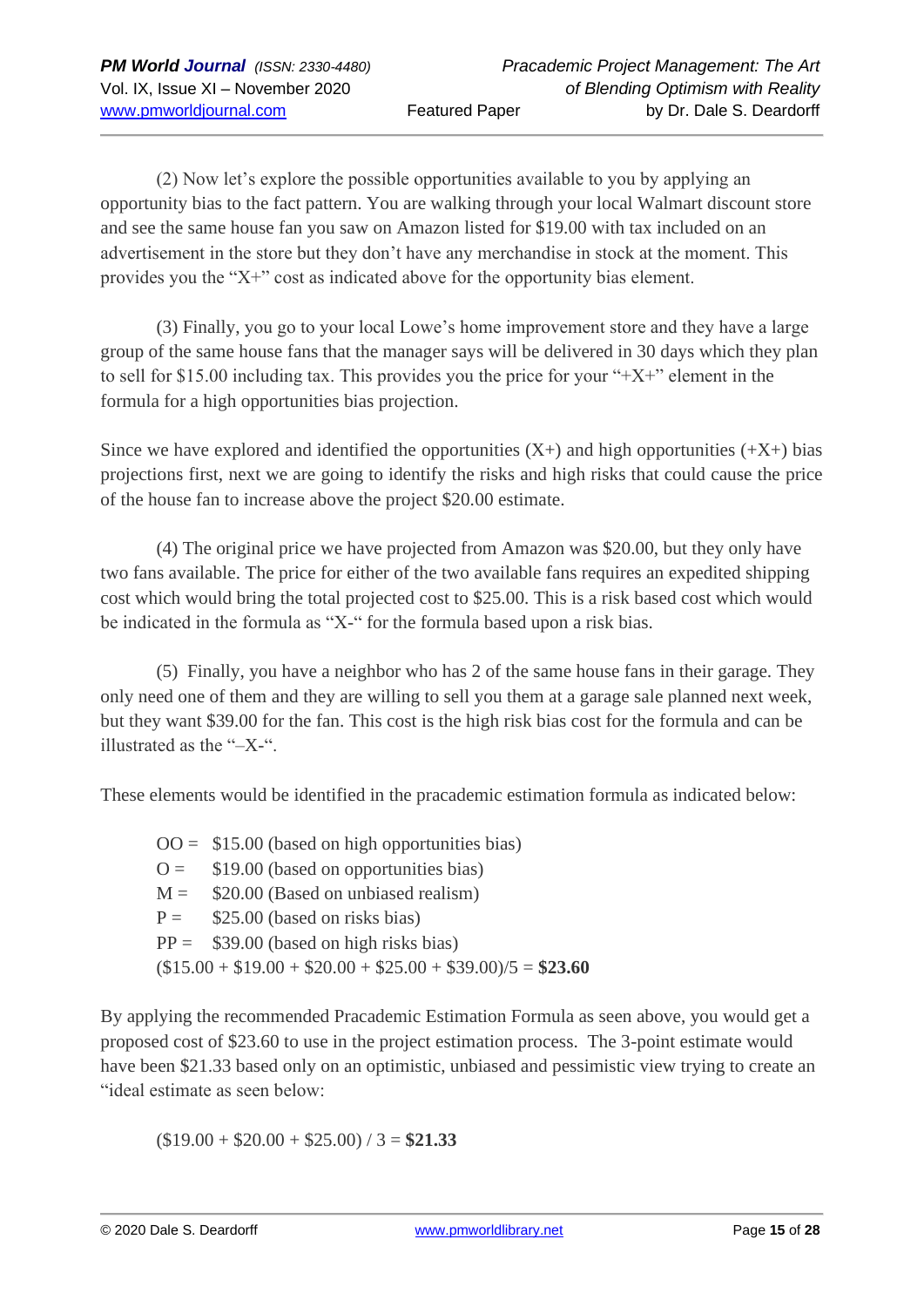(2) Now let's explore the possible opportunities available to you by applying an opportunity bias to the fact pattern. You are walking through your local Walmart discount store and see the same house fan you saw on Amazon listed for $19.00 with tax included on an advertisement in the store but they don't have any merchandise in stock at the moment. This provides you the "X+" cost as indicated above for the opportunity bias element.

(3) Finally, you go to your local Lowe's home improvement store and they have a large group of the same house fans that the manager says will be delivered in 30 days which they plan to sell for $15.00 including tax. This provides you the price for your "+X+" element in the formula for a high opportunities bias projection.

Since we have explored and identified the opportunities (X+) and high opportunities (+X+) bias projections first, next we are going to identify the risks and high risks that could cause the price of the house fan to increase above the project $20.00 estimate.

(4) The original price we have projected from Amazon was $20.00, but they only have two fans available. The price for either of the two available fans requires an expedited shipping cost which would bring the total projected cost to $25.00. This is a risk based cost which would be indicated in the formula as "X-" for the formula based upon a risk bias.

(5) Finally, you have a neighbor who has 2 of the same house fans in their garage. They only need one of them and they are willing to sell you them at a garage sale planned next week, but they want $39.00 for the fan. This cost is the high risk bias cost for the formula and can be illustrated as the "–X-".

These elements would be identified in the pracademic estimation formula as indicated below:

OO = $15.00 (based on high opportunities bias)
O = $19.00 (based on opportunities bias)
M = $20.00 (Based on unbiased realism)
P = $25.00 (based on risks bias)
PP = $39.00 (based on high risks bias)
($15.00 + $19.00 + $20.00 + $25.00 + $39.00)/5 = **$23.60**

By applying the recommended Pracademic Estimation Formula as seen above, you would get a proposed cost of $23.60 to use in the project estimation process. The 3-point estimate would have been $21.33 based only on an optimistic, unbiased and pessimistic view trying to create an "ideal estimate as seen below:

($19.00 + $20.00 + $25.00) / 3 = **$21.33**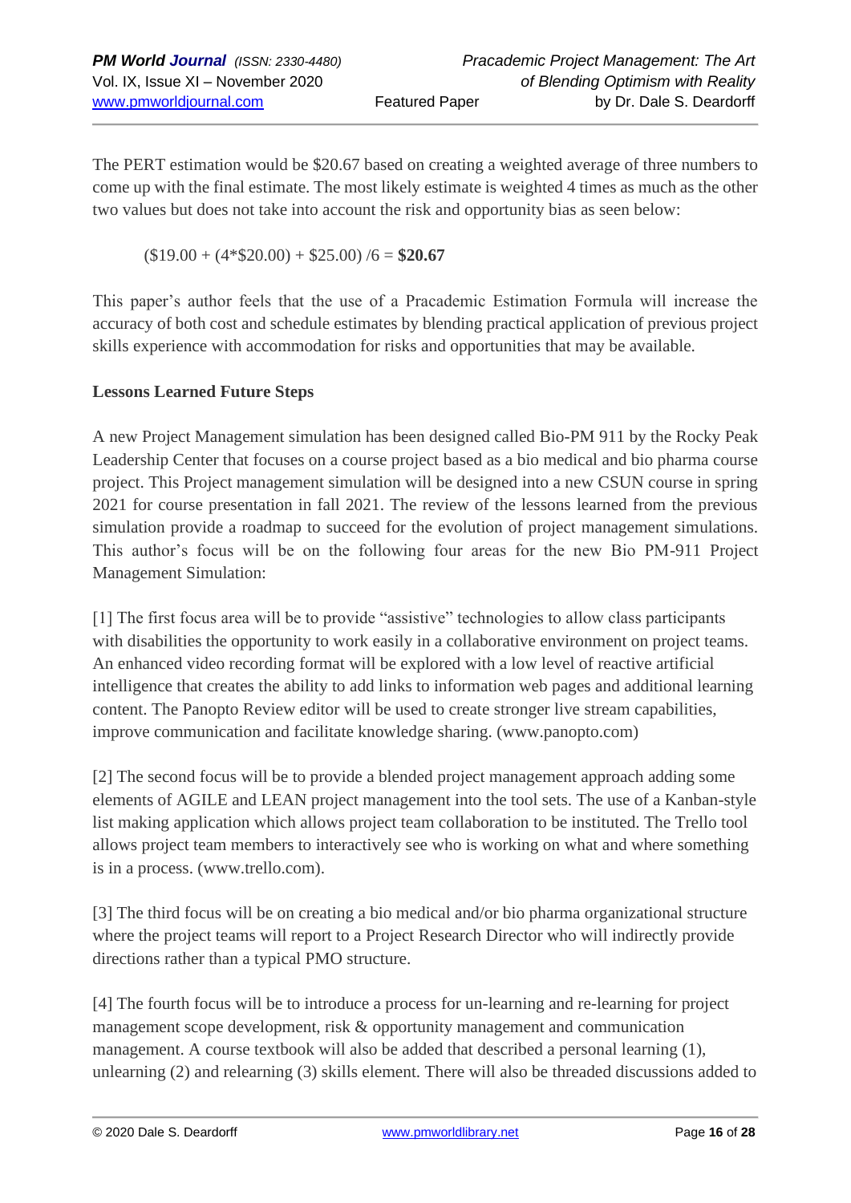The PERT estimation would be $20.67 based on creating a weighted average of three numbers to come up with the final estimate. The most likely estimate is weighted 4 times as much as the other two values but does not take into account the risk and opportunity bias as seen below:

($19.00 + (4*$20.00) + $25.00) /6 = **$20.67**

This paper's author feels that the use of a Pracademic Estimation Formula will increase the accuracy of both cost and schedule estimates by blending practical application of previous project skills experience with accommodation for risks and opportunities that may be available.

**Lessons Learned Future Steps**

A new Project Management simulation has been designed called Bio-PM 911 by the Rocky Peak Leadership Center that focuses on a course project based as a bio medical and bio pharma course project. This Project management simulation will be designed into a new CSUN course in spring 2021 for course presentation in fall 2021. The review of the lessons learned from the previous simulation provide a roadmap to succeed for the evolution of project management simulations. This author's focus will be on the following four areas for the new Bio PM-911 Project Management Simulation:

[1] The first focus area will be to provide "assistive" technologies to allow class participants with disabilities the opportunity to work easily in a collaborative environment on project teams. An enhanced video recording format will be explored with a low level of reactive artificial intelligence that creates the ability to add links to information web pages and additional learning content. The Panopto Review editor will be used to create stronger live stream capabilities, improve communication and facilitate knowledge sharing. (www.panopto.com)

[2] The second focus will be to provide a blended project management approach adding some elements of AGILE and LEAN project management into the tool sets. The use of a Kanban-style list making application which allows project team collaboration to be instituted. The Trello tool allows project team members to interactively see who is working on what and where something is in a process. (www.trello.com).

[3] The third focus will be on creating a bio medical and/or bio pharma organizational structure where the project teams will report to a Project Research Director who will indirectly provide directions rather than a typical PMO structure.

[4] The fourth focus will be to introduce a process for un-learning and re-learning for project management scope development, risk & opportunity management and communication management. A course textbook will also be added that described a personal learning (1), unlearning (2) and relearning (3) skills element. There will also be threaded discussions added to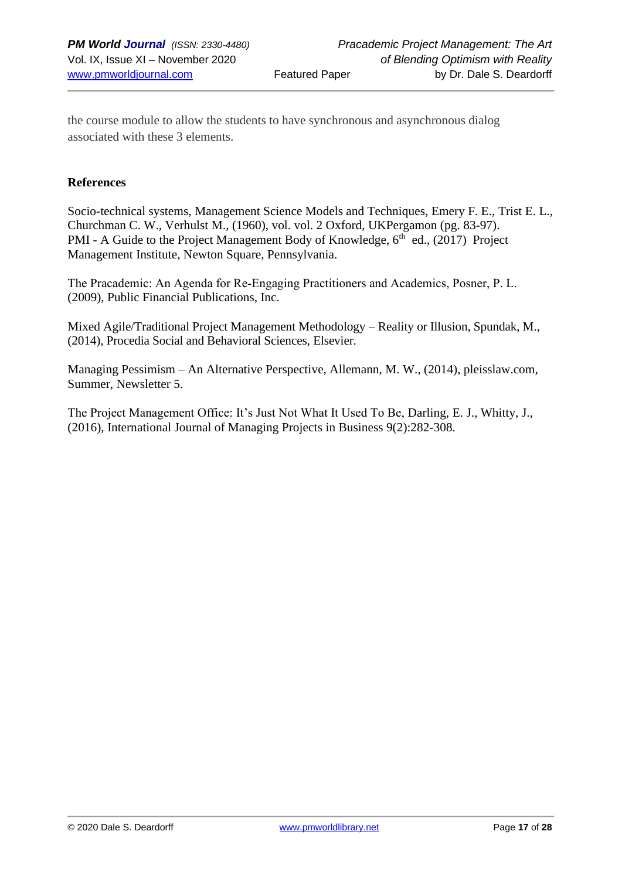the course module to allow the students to have synchronous and asynchronous dialog associated with these 3 elements.

**References**

Socio-technical systems, Management Science Models and Techniques, Emery F. E., Trist E. L., Churchman C. W., Verhulst M., (1960), vol. vol. 2 Oxford, UKPergamon (pg. 83-97).
PMI - A Guide to the Project Management Body of Knowledge, 6th ed., (2017) Project Management Institute, Newton Square, Pennsylvania.

The Pracademic: An Agenda for Re-Engaging Practitioners and Academics, Posner, P. L. (2009), Public Financial Publications, Inc.

Mixed Agile/Traditional Project Management Methodology – Reality or Illusion, Spundak, M., (2014), Procedia Social and Behavioral Sciences, Elsevier.

Managing Pessimism – An Alternative Perspective, Allemann, M. W., (2014), pleisslaw.com, Summer, Newsletter 5.

The Project Management Office: It's Just Not What It Used To Be, Darling, E. J., Whitty, J., (2016), International Journal of Managing Projects in Business 9(2):282-308.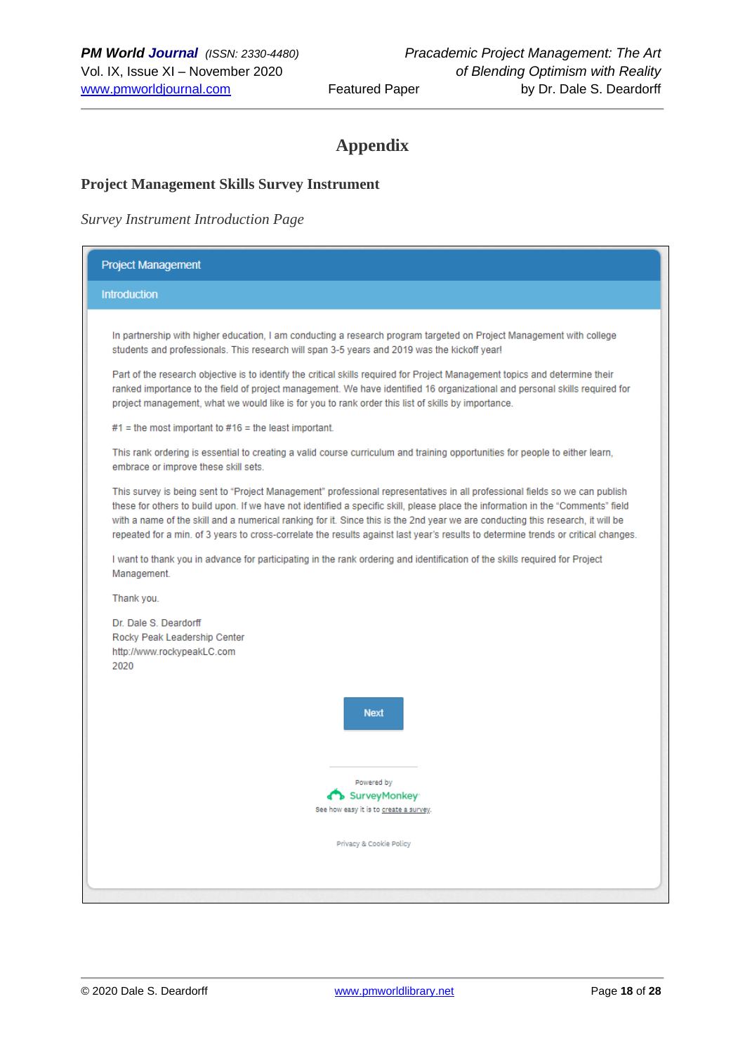# Appendix

## Project Management Skills Survey Instrument

*Survey Instrument Introduction Page*

**Project Management**

**Introduction**

In partnership with higher education, I am conducting a research program targeted on Project Management with college students and professionals. This research will span 3-5 years and 2019 was the kickoff year!

Part of the research objective is to identify the critical skills required for Project Management topics and determine their ranked importance to the field of project management. We have identified 16 organizational and personal skills required for project management, what we would like is for you to rank order this list of skills by importance.

#1 = the most important to #16 = the least important.

This rank ordering is essential to creating a valid course curriculum and training opportunities for people to either learn, embrace or improve these skill sets.

This survey is being sent to "Project Management" professional representatives in all professional fields so we can publish these for others to build upon. If we have not identified a specific skill, please place the information in the "Comments" field with a name of the skill and a numerical ranking for it. Since this is the 2nd year we are conducting this research, it will be repeated for a min. of 3 years to cross-correlate the results against last year's results to determine trends or critical changes.

I want to thank you in advance for participating in the rank ordering and identification of the skills required for Project Management.

Thank you.

Dr. Dale S. Deardorff
Rocky Peak Leadership Center
http://www.rockypeakLC.com
2020

Next

Powered by
SurveyMonkey
See how easy it is to create a survey.

Privacy & Cookie Policy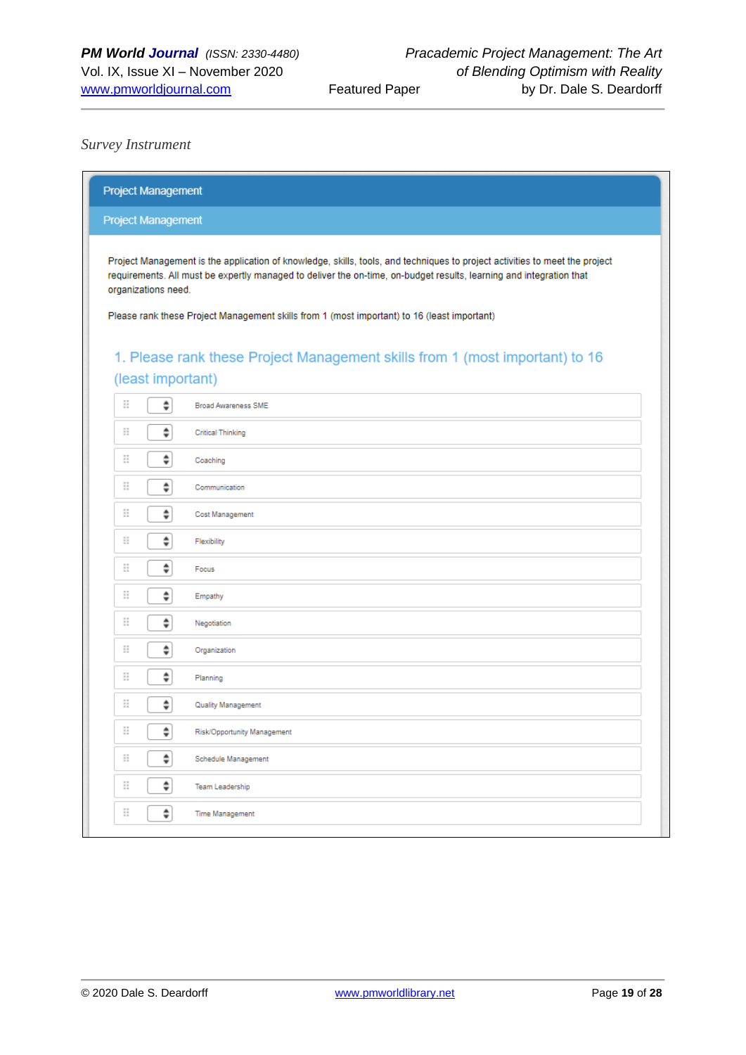*Survey Instrument*

## Project Management

### Project Management

Project Management is the application of knowledge, skills, tools, and techniques to project activities to meet the project requirements. All must be expertly managed to deliver the on-time, on-budget results, learning and integration that organizations need.

Please rank these Project Management skills from 1 (most important) to 16 (least important)

### 1. Please rank these Project Management skills from 1 (most important) to 16 (least important)

- Broad Awareness SME
- Critical Thinking
- Coaching
- Communication
- Cost Management
- Flexibility
- Focus
- Empathy
- Negotiation
- Organization
- Planning
- Quality Management
- Risk/Opportunity Management
- Schedule Management
- Team Leadership
- Time Management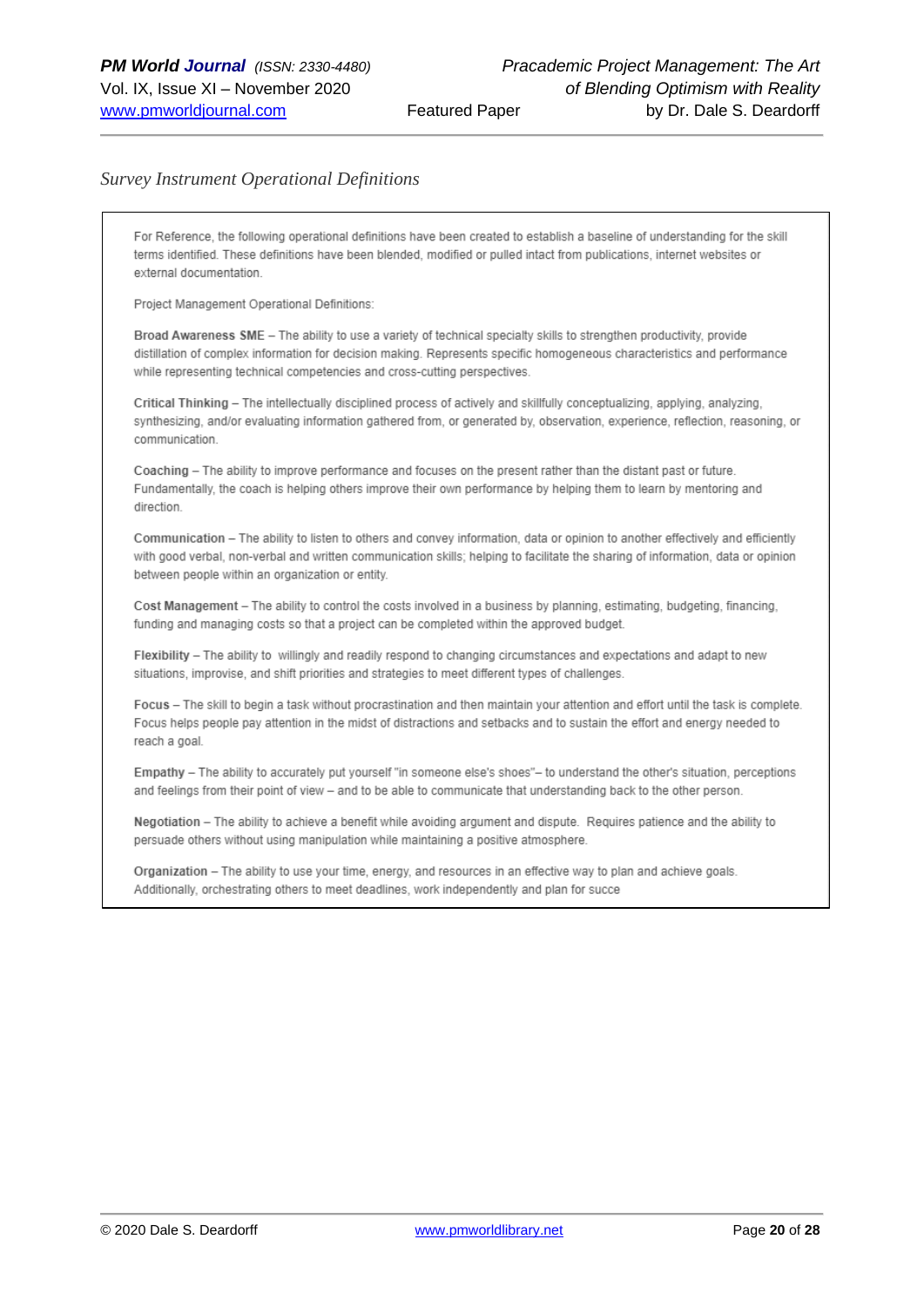*Survey Instrument Operational Definitions*

For Reference, the following operational definitions have been created to establish a baseline of understanding for the skill terms identified. These definitions have been blended, modified or pulled intact from publications, internet websites or external documentation.

Project Management Operational Definitions:

**Broad Awareness SME** – The ability to use a variety of technical specialty skills to strengthen productivity, provide distillation of complex information for decision making. Represents specific homogeneous characteristics and performance while representing technical competencies and cross-cutting perspectives.

**Critical Thinking** – The intellectually disciplined process of actively and skillfully conceptualizing, applying, analyzing, synthesizing, and/or evaluating information gathered from, or generated by, observation, experience, reflection, reasoning, or communication.

**Coaching** – The ability to improve performance and focuses on the present rather than the distant past or future. Fundamentally, the coach is helping others improve their own performance by helping them to learn by mentoring and direction.

**Communication** – The ability to listen to others and convey information, data or opinion to another effectively and efficiently with good verbal, non-verbal and written communication skills; helping to facilitate the sharing of information, data or opinion between people within an organization or entity.

**Cost Management** – The ability to control the costs involved in a business by planning, estimating, budgeting, financing, funding and managing costs so that a project can be completed within the approved budget.

**Flexibility** – The ability to willingly and readily respond to changing circumstances and expectations and adapt to new situations, improvise, and shift priorities and strategies to meet different types of challenges.

**Focus** – The skill to begin a task without procrastination and then maintain your attention and effort until the task is complete. Focus helps people pay attention in the midst of distractions and setbacks and to sustain the effort and energy needed to reach a goal.

**Empathy** – The ability to accurately put yourself "in someone else's shoes"– to understand the other's situation, perceptions and feelings from their point of view – and to be able to communicate that understanding back to the other person.

**Negotiation** – The ability to achieve a benefit while avoiding argument and dispute. Requires patience and the ability to persuade others without using manipulation while maintaining a positive atmosphere.

**Organization** – The ability to use your time, energy, and resources in an effective way to plan and achieve goals. Additionally, orchestrating others to meet deadlines, work independently and plan for succe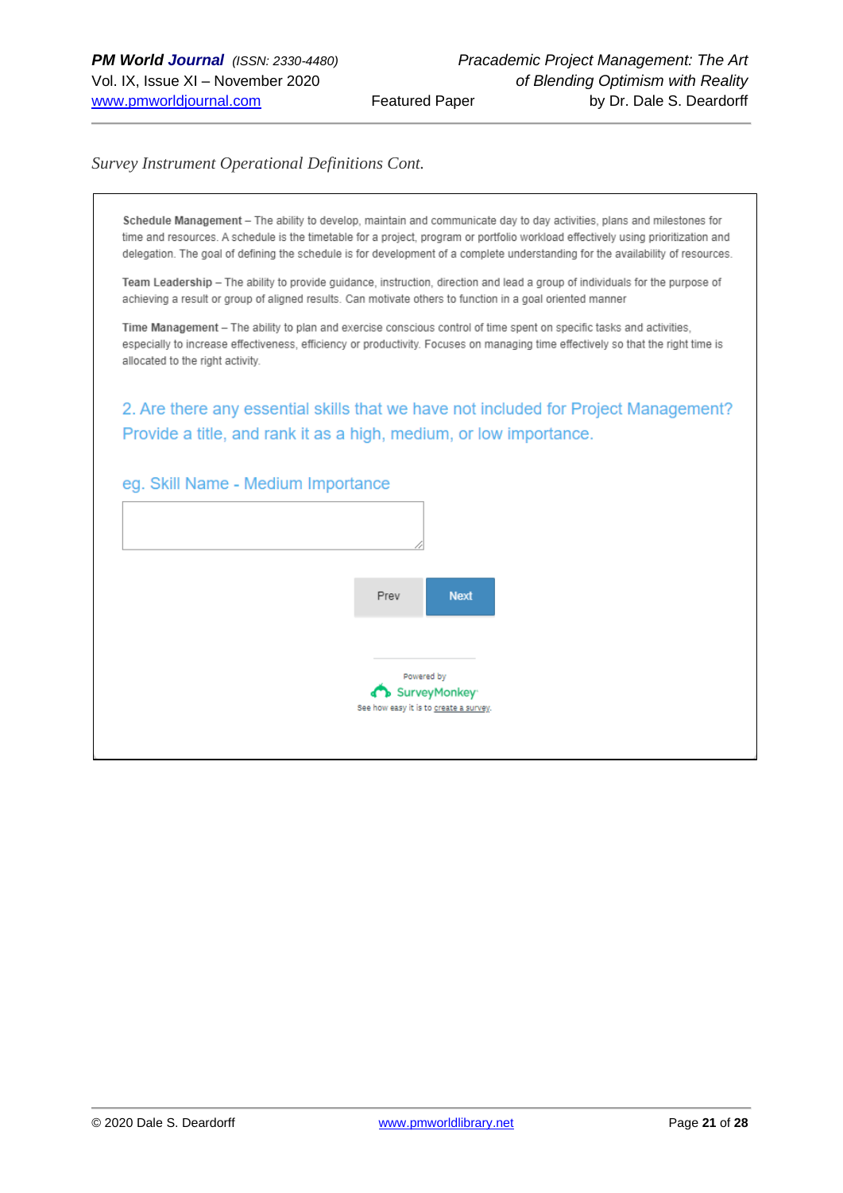*Survey Instrument Operational Definitions Cont.*

**Schedule Management** – The ability to develop, maintain and communicate day to day activities, plans and milestones for time and resources. A schedule is the timetable for a project, program or portfolio workload effectively using prioritization and delegation. The goal of defining the schedule is for development of a complete understanding for the availability of resources.

**Team Leadership** – The ability to provide guidance, instruction, direction and lead a group of individuals for the purpose of achieving a result or group of aligned results. Can motivate others to function in a goal oriented manner

**Time Management** – The ability to plan and exercise conscious control of time spent on specific tasks and activities, especially to increase effectiveness, efficiency or productivity. Focuses on managing time effectively so that the right time is allocated to the right activity.

2. Are there any essential skills that we have not included for Project Management? Provide a title, and rank it as a high, medium, or low importance.

eg. Skill Name - Medium Importance

Prev Next

Powered by SurveyMonkey

See how easy it is to create a survey.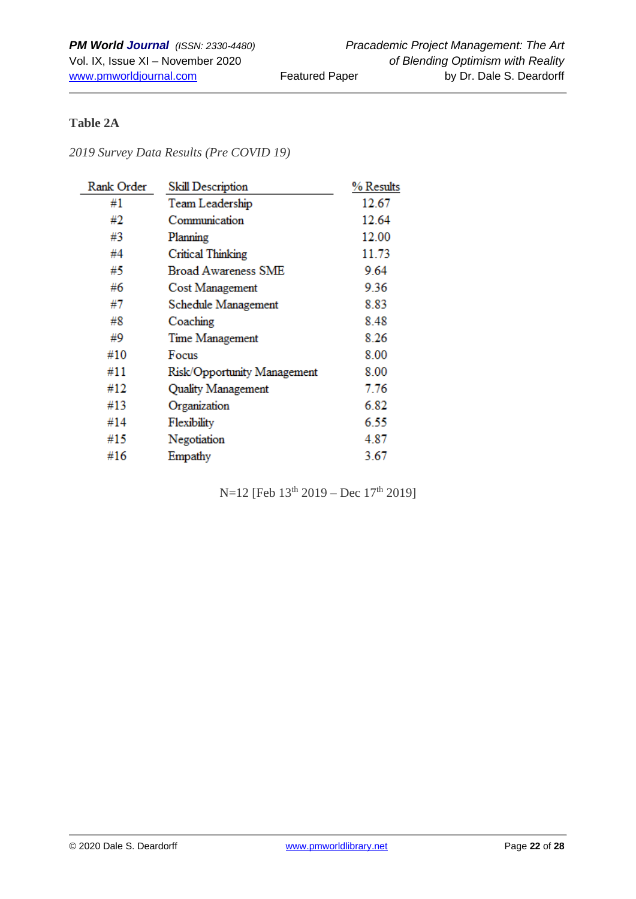**Table 2A**

*2019 Survey Data Results (Pre COVID 19)*

| Rank Order | Skill Description | % Results |
|---|---|---|
| #1 | Team Leadership | 12.67 |
| #2 | Communication | 12.64 |
| #3 | Planning | 12.00 |
| #4 | Critical Thinking | 11.73 |
| #5 | Broad Awareness SME | 9.64 |
| #6 | Cost Management | 9.36 |
| #7 | Schedule Management | 8.83 |
| #8 | Coaching | 8.48 |
| #9 | Time Management | 8.26 |
| #10 | Focus | 8.00 |
| #11 | Risk/Opportunity Management | 8.00 |
| #12 | Quality Management | 7.76 |
| #13 | Organization | 6.82 |
| #14 | Flexibility | 6.55 |
| #15 | Negotiation | 4.87 |
| #16 | Empathy | 3.67 |

N=12 [Feb 13th 2019 – Dec 17th 2019]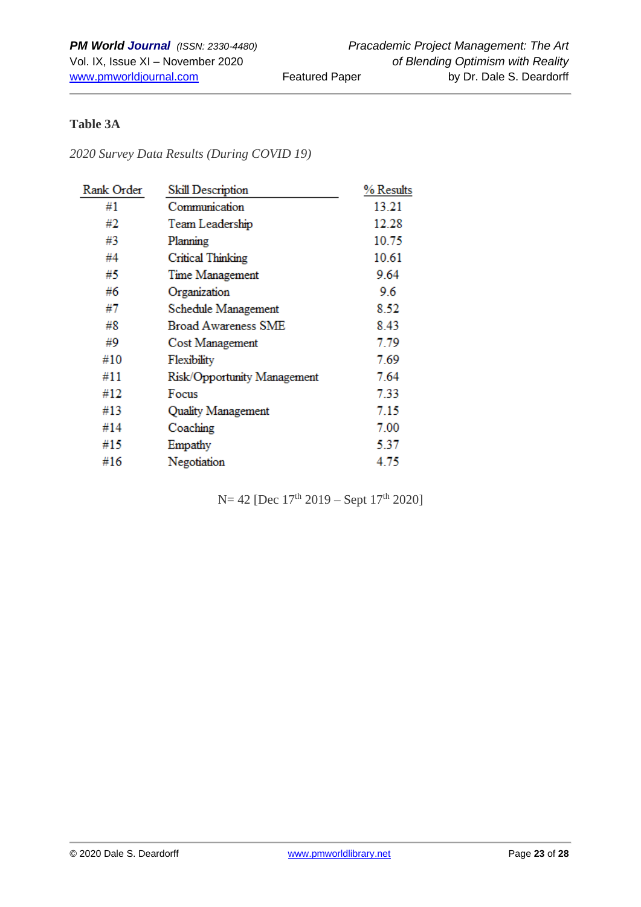**Table 3A**

*2020 Survey Data Results (During COVID 19)*

| Rank Order | Skill Description | % Results |
|---|---|---|
| #1 | Communication | 13.21 |
| #2 | Team Leadership | 12.28 |
| #3 | Planning | 10.75 |
| #4 | Critical Thinking | 10.61 |
| #5 | Time Management | 9.64 |
| #6 | Organization | 9.6 |
| #7 | Schedule Management | 8.52 |
| #8 | Broad Awareness SME | 8.43 |
| #9 | Cost Management | 7.79 |
| #10 | Flexibility | 7.69 |
| #11 | Risk/Opportunity Management | 7.64 |
| #12 | Focus | 7.33 |
| #13 | Quality Management | 7.15 |
| #14 | Coaching | 7.00 |
| #15 | Empathy | 5.37 |
| #16 | Negotiation | 4.75 |

N= 42 [Dec 17th 2019 – Sept 17th 2020]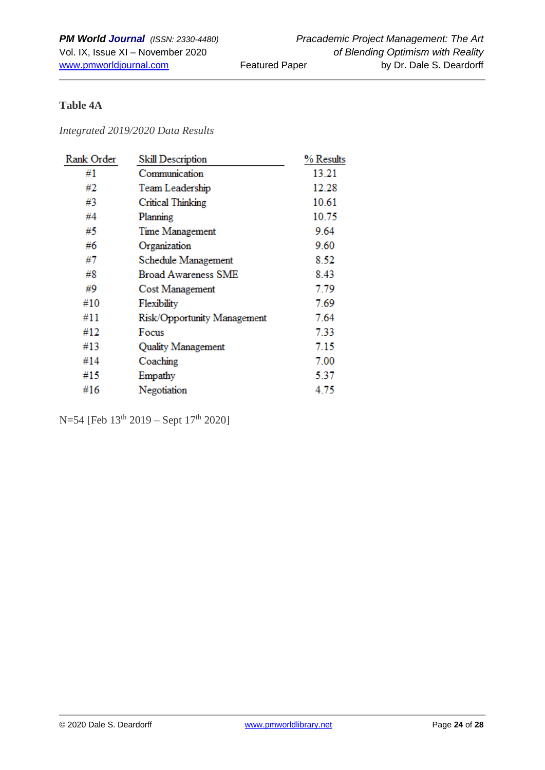**Table 4A**

*Integrated 2019/2020 Data Results*

| Rank Order | Skill Description | % Results |
|---|---|---|
| #1 | Communication | 13.21 |
| #2 | Team Leadership | 12.28 |
| #3 | Critical Thinking | 10.61 |
| #4 | Planning | 10.75 |
| #5 | Time Management | 9.64 |
| #6 | Organization | 9.60 |
| #7 | Schedule Management | 8.52 |
| #8 | Broad Awareness SME | 8.43 |
| #9 | Cost Management | 7.79 |
| #10 | Flexibility | 7.69 |
| #11 | Risk/Opportunity Management | 7.64 |
| #12 | Focus | 7.33 |
| #13 | Quality Management | 7.15 |
| #14 | Coaching | 7.00 |
| #15 | Empathy | 5.37 |
| #16 | Negotiation | 4.75 |

N=54 [Feb 13th 2019 – Sept 17th 2020]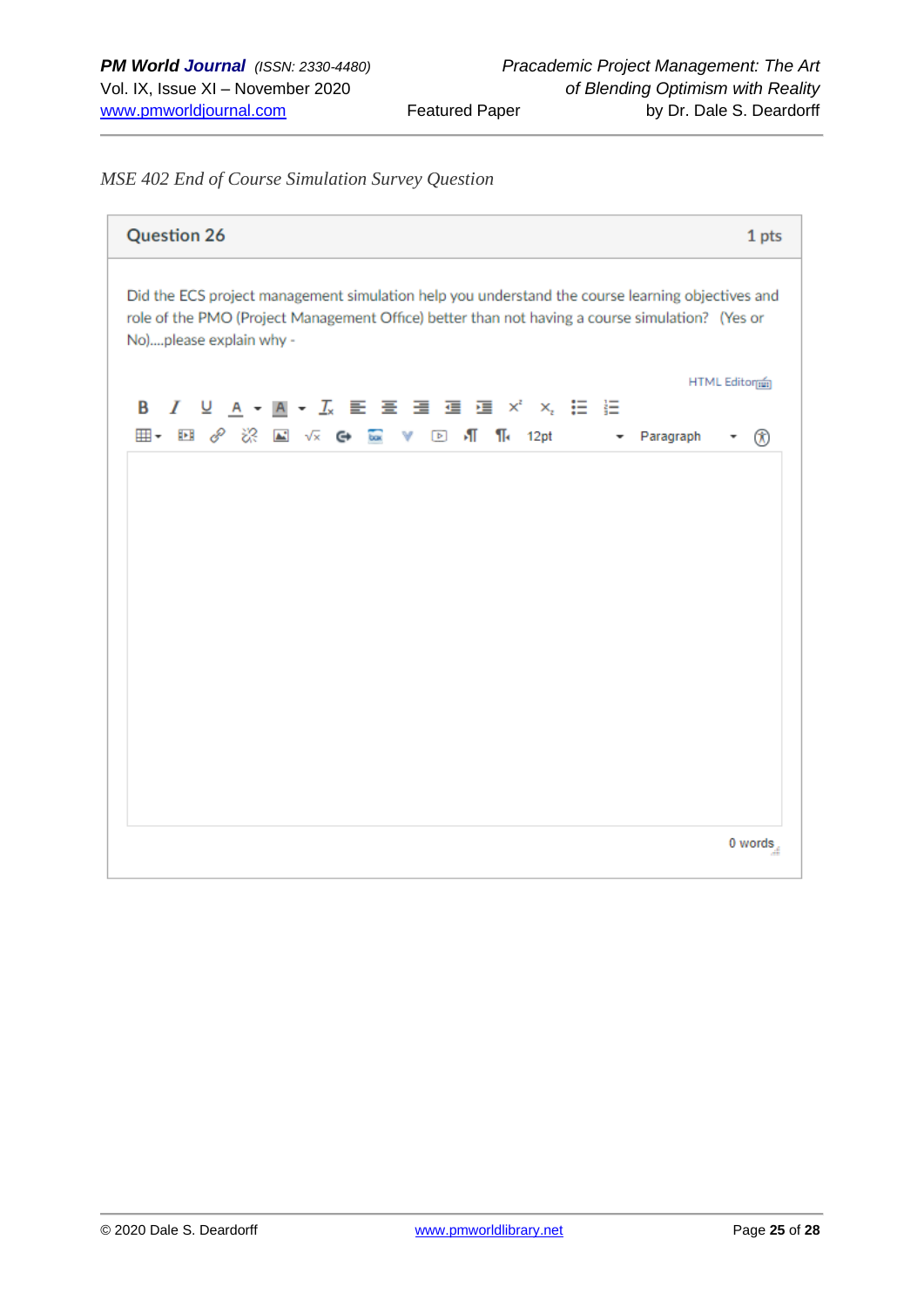*MSE 402 End of Course Simulation Survey Question*

**Question 26** 1 pts

Did the ECS project management simulation help you understand the course learning objectives and role of the PMO (Project Management Office) better than not having a course simulation? (Yes or No)....please explain why -

HTML Editor

B I U A A Ix 12pt Paragraph

0 words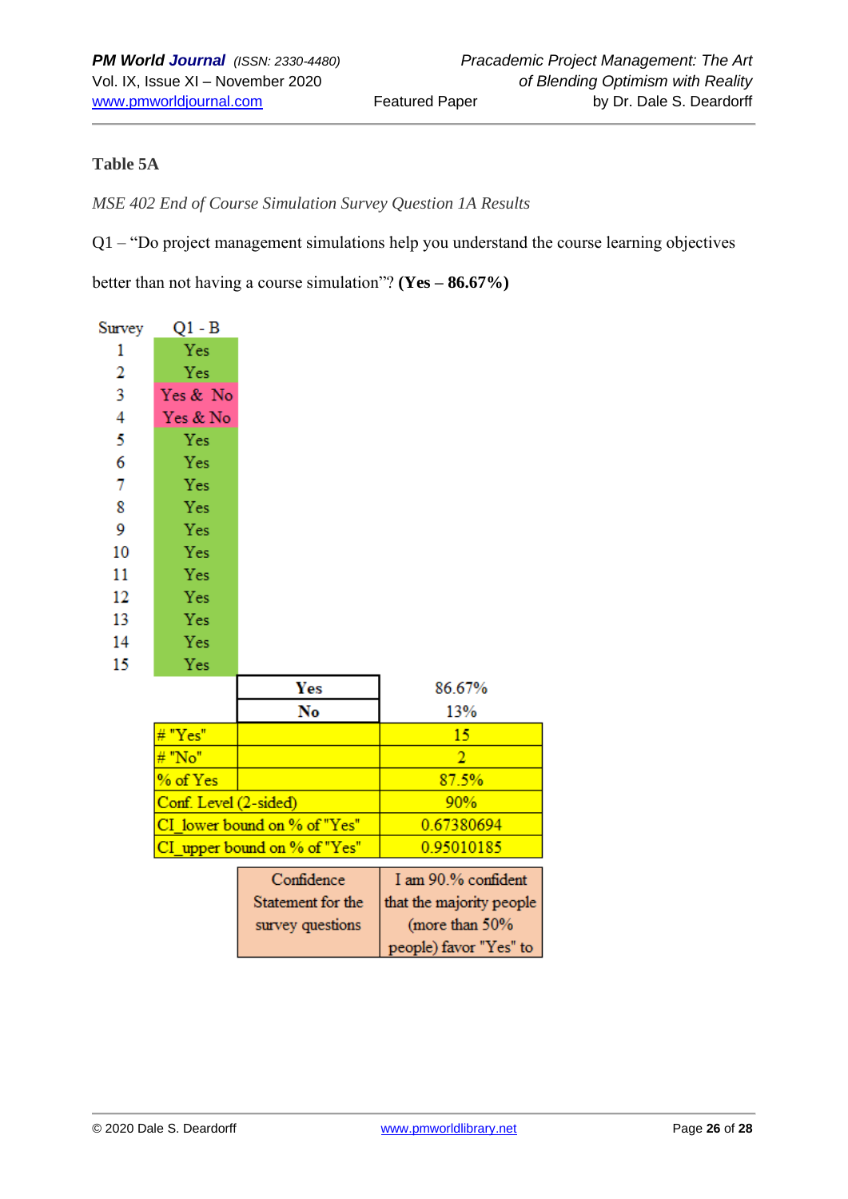**Table 5A**

*MSE 402 End of Course Simulation Survey Question 1A Results*

Q1 – "Do project management simulations help you understand the course learning objectives better than not having a course simulation"? **(Yes – 86.67%)**

| Survey | Q1 - B |
|---|---|
| 1 | Yes |
| 2 | Yes |
| 3 | Yes & No |
| 4 | Yes & No |
| 5 | Yes |
| 6 | Yes |
| 7 | Yes |
| 8 | Yes |
| 9 | Yes |
| 10 | Yes |
| 11 | Yes |
| 12 | Yes |
| 13 | Yes |
| 14 | Yes |
| 15 | Yes |

| | | |
|---|---|---|
| | **Yes** | 86.67% |
| | **No** | 13% |
| # "Yes" | | 15 |
| # "No" | | 2 |
| % of Yes | | 87.5% |
| Conf. Level (2-sided) | | 90% |
| CI_lower bound on % of "Yes" | | 0.67380694 |
| CI_upper bound on % of "Yes" | | 0.95010185 |

| Confidence Statement for the survey questions | I am 90.% confident that the majority people (more than 50% people) favor "Yes" to |
|---|---|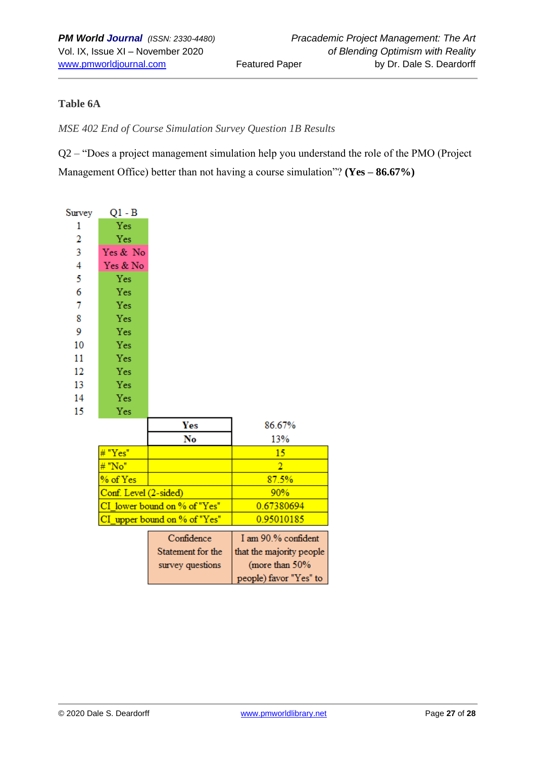**Table 6A**

*MSE 402 End of Course Simulation Survey Question 1B Results*

Q2 – "Does a project management simulation help you understand the role of the PMO (Project Management Office) better than not having a course simulation"? **(Yes – 86.67%)**

| Survey | Q1 - B |
|---|---|
| 1 | Yes |
| 2 | Yes |
| 3 | Yes & No |
| 4 | Yes & No |
| 5 | Yes |
| 6 | Yes |
| 7 | Yes |
| 8 | Yes |
| 9 | Yes |
| 10 | Yes |
| 11 | Yes |
| 12 | Yes |
| 13 | Yes |
| 14 | Yes |
| 15 | Yes |

| | |
|---|---|
| **Yes** | 86.67% |
| **No** | 13% |

| | |
|---|---|
| # "Yes" | 15 |
| # "No" | 2 |
| % of Yes | 87.5% |
| Conf. Level (2-sided) | 90% |
| CI_lower bound on % of "Yes" | 0.67380694 |
| CI_upper bound on % of "Yes" | 0.95010185 |

| | |
|---|---|
| Confidence Statement for the survey questions | I am 90.% confident that the majority people (more than 50% people) favor "Yes" to |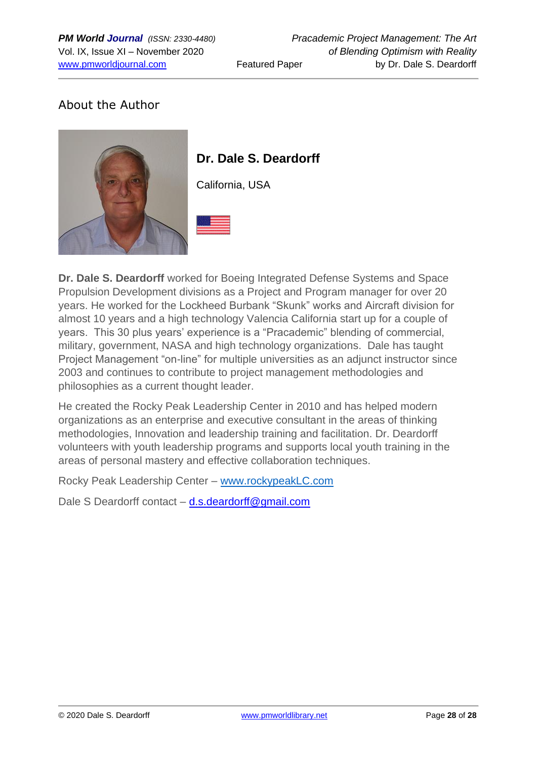## About the Author

**Dr. Dale S. Deardorff**

California, USA

**Dr. Dale S. Deardorff** worked for Boeing Integrated Defense Systems and Space Propulsion Development divisions as a Project and Program manager for over 20 years. He worked for the Lockheed Burbank "Skunk" works and Aircraft division for almost 10 years and a high technology Valencia California start up for a couple of years. This 30 plus years' experience is a "Pracademic" blending of commercial, military, government, NASA and high technology organizations. Dale has taught Project Management "on-line" for multiple universities as an adjunct instructor since 2003 and continues to contribute to project management methodologies and philosophies as a current thought leader.

He created the Rocky Peak Leadership Center in 2010 and has helped modern organizations as an enterprise and executive consultant in the areas of thinking methodologies, Innovation and leadership training and facilitation. Dr. Deardorff volunteers with youth leadership programs and supports local youth training in the areas of personal mastery and effective collaboration techniques.

Rocky Peak Leadership Center – www.rockypeakLC.com

Dale S Deardorff contact – d.s.deardorff@gmail.com